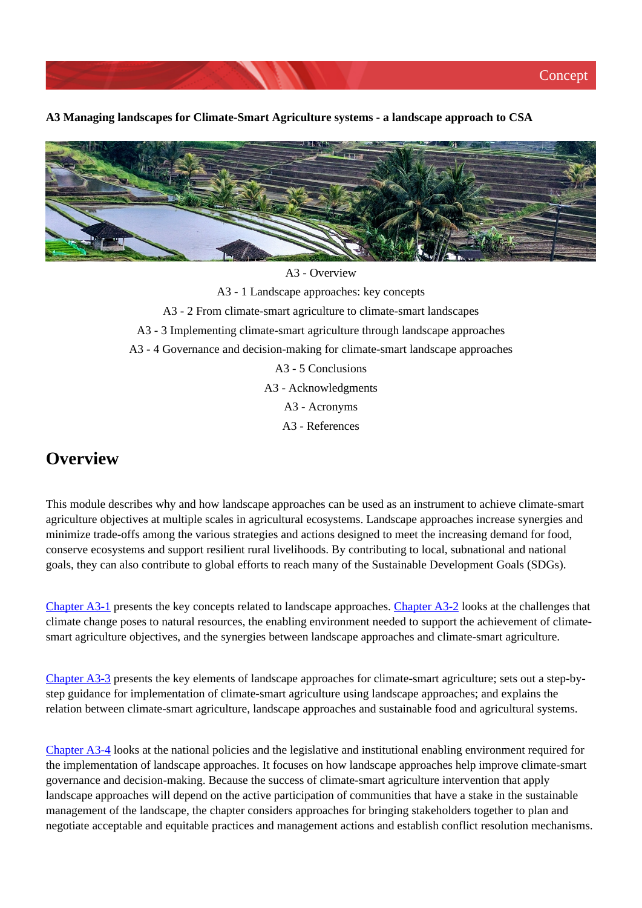Concept

**A3 Managing landscapes for Climate-Smart Agriculture systems - a landscape approach to CSA**

A3 - Overview

A3 - 1 Landscape approaches: key concepts

A3 - 2 From climate-smart agriculture to climate-smart landscapes

A3 - 3 Implementing climate-smart agriculture through landscape approaches

A3 - 4 Governance and decision-making for climate-smart landscape approaches

A3 - 5 Conclusions

A3 - Acknowledgments

A3 - Acronyms

A3 - References

## Overview

This module describes why and how landscape approaches can be used as an instrument to achieve climate-smart agriculture objectives at multiple scales in agricultural ecosystems. Landscape approaches increase synergies and minimize trade-offs among the various strategies and actions designed to meet the increasing demand for food, conserve ecosystems and support resilient rural livelihoods. By contributing to local, subnational and national goals, they can also contribute to global efforts to reach many of the Sustainable Development Goals (SDGs).

Chapter A3-1 presents the key concepts related to landscape approaches. Chapter A3-2 looks at the challenges that climate change poses to natural resources, the enabling environment needed to support the achievement of climate-smart agriculture objectives, and the synergies between landscape approaches and climate-smart agriculture.

Chapter A3-3 presents the key elements of landscape approaches for climate-smart agriculture; sets out a step-by-step guidance for implementation of climate-smart agriculture using landscape approaches; and explains the relation between climate-smart agriculture, landscape approaches and sustainable food and agricultural systems.

Chapter A3-4 looks at the national policies and the legislative and institutional enabling environment required for the implementation of landscape approaches. It focuses on how landscape approaches help improve climate-smart governance and decision-making. Because the success of climate-smart agriculture intervention that apply landscape approaches will depend on the active participation of communities that have a stake in the sustainable management of the landscape, the chapter considers approaches for bringing stakeholders together to plan and negotiate acceptable and equitable practices and management actions and establish conflict resolution mechanisms.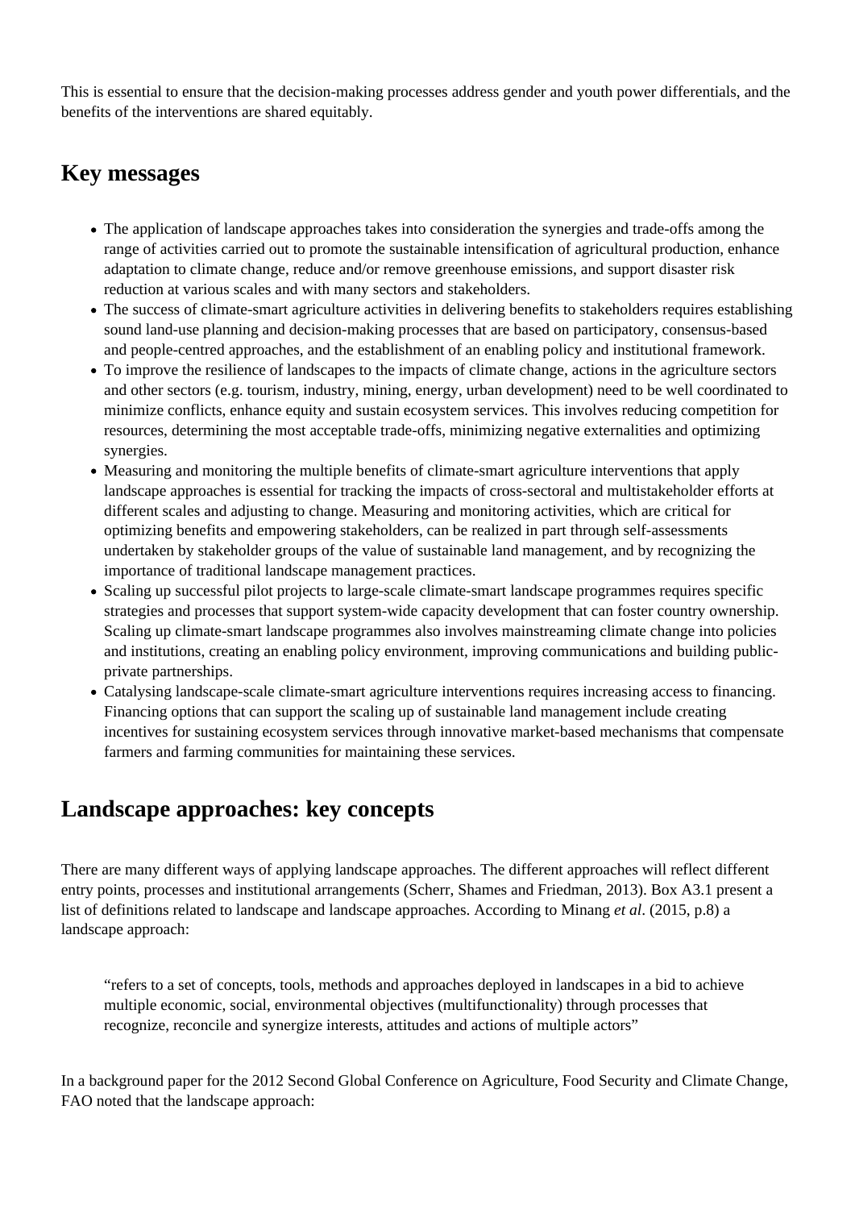This is essential to ensure that the decision-making processes address gender and youth power differentials, and the benefits of the interventions are shared equitably.

## Key messages

- The application of landscape approaches takes into consideration the synergies and trade-offs among the range of activities carried out to promote the sustainable intensification of agricultural production, enhance adaptation to climate change, reduce and/or remove greenhouse emissions, and support disaster risk reduction at various scales and with many sectors and stakeholders.
- The success of climate-smart agriculture activities in delivering benefits to stakeholders requires establishing sound land-use planning and decision-making processes that are based on participatory, consensus-based and people-centred approaches, and the establishment of an enabling policy and institutional framework.
- To improve the resilience of landscapes to the impacts of climate change, actions in the agriculture sectors and other sectors (e.g. tourism, industry, mining, energy, urban development) need to be well coordinated to minimize conflicts, enhance equity and sustain ecosystem services. This involves reducing competition for resources, determining the most acceptable trade-offs, minimizing negative externalities and optimizing synergies.
- Measuring and monitoring the multiple benefits of climate-smart agriculture interventions that apply landscape approaches is essential for tracking the impacts of cross-sectoral and multistakeholder efforts at different scales and adjusting to change. Measuring and monitoring activities, which are critical for optimizing benefits and empowering stakeholders, can be realized in part through self-assessments undertaken by stakeholder groups of the value of sustainable land management, and by recognizing the importance of traditional landscape management practices.
- Scaling up successful pilot projects to large-scale climate-smart landscape programmes requires specific strategies and processes that support system-wide capacity development that can foster country ownership. Scaling up climate-smart landscape programmes also involves mainstreaming climate change into policies and institutions, creating an enabling policy environment, improving communications and building public-private partnerships.
- Catalysing landscape-scale climate-smart agriculture interventions requires increasing access to financing. Financing options that can support the scaling up of sustainable land management include creating incentives for sustaining ecosystem services through innovative market-based mechanisms that compensate farmers and farming communities for maintaining these services.

## Landscape approaches: key concepts

There are many different ways of applying landscape approaches. The different approaches will reflect different entry points, processes and institutional arrangements (Scherr, Shames and Friedman, 2013). Box A3.1 present a list of definitions related to landscape and landscape approaches. According to Minang *et al*. (2015, p.8) a landscape approach:

> "refers to a set of concepts, tools, methods and approaches deployed in landscapes in a bid to achieve multiple economic, social, environmental objectives (multifunctionality) through processes that recognize, reconcile and synergize interests, attitudes and actions of multiple actors"

In a background paper for the 2012 Second Global Conference on Agriculture, Food Security and Climate Change, FAO noted that the landscape approach: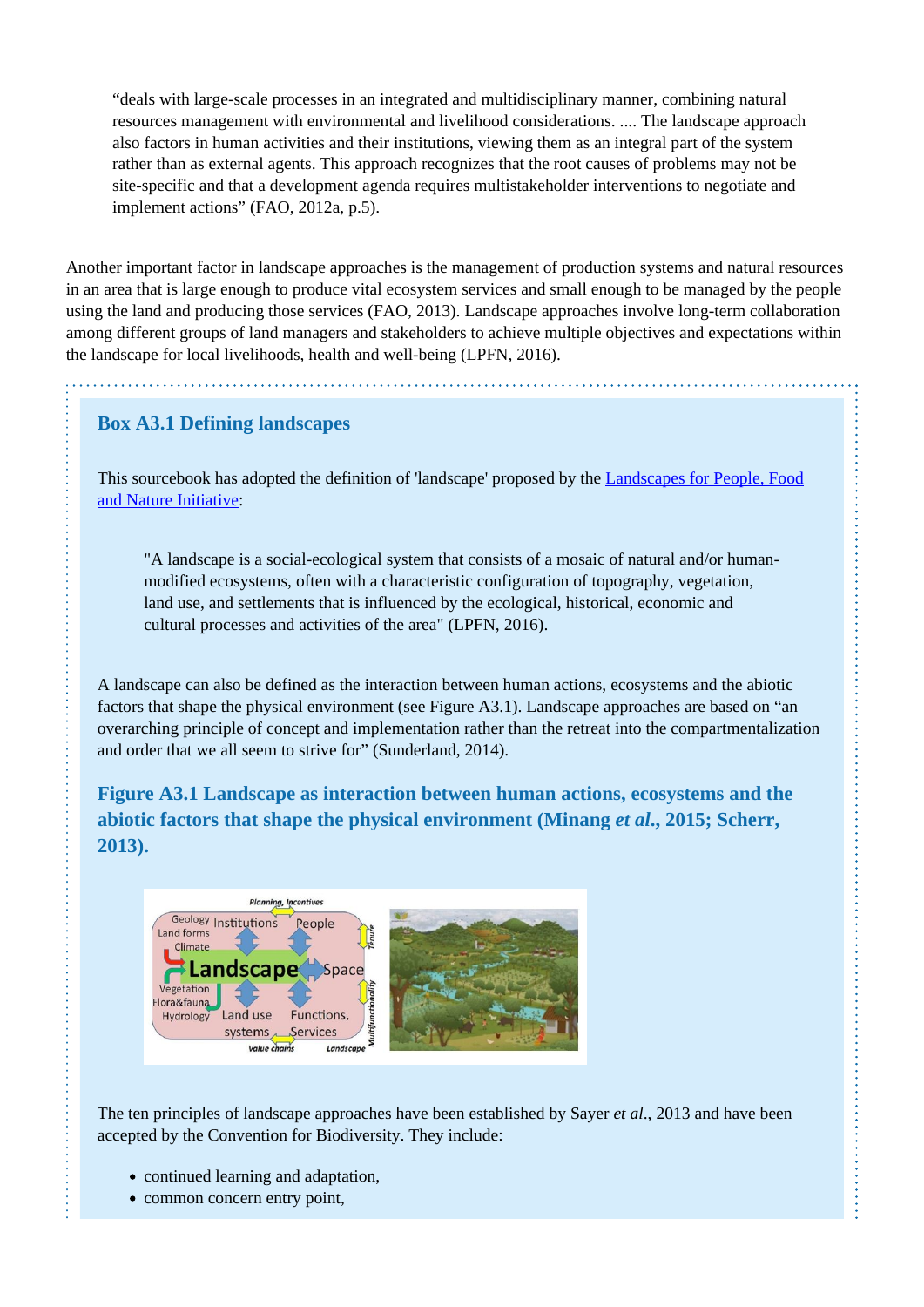"deals with large-scale processes in an integrated and multidisciplinary manner, combining natural resources management with environmental and livelihood considerations. .... The landscape approach also factors in human activities and their institutions, viewing them as an integral part of the system rather than as external agents. This approach recognizes that the root causes of problems may not be site-specific and that a development agenda requires multistakeholder interventions to negotiate and implement actions" (FAO, 2012a, p.5).

Another important factor in landscape approaches is the management of production systems and natural resources in an area that is large enough to produce vital ecosystem services and small enough to be managed by the people using the land and producing those services (FAO, 2013). Landscape approaches involve long-term collaboration among different groups of land managers and stakeholders to achieve multiple objectives and expectations within the landscape for local livelihoods, health and well-being (LPFN, 2016).

### Box A3.1 Defining landscapes

This sourcebook has adopted the definition of 'landscape' proposed by the Landscapes for People, Food and Nature Initiative:

> "A landscape is a social-ecological system that consists of a mosaic of natural and/or human-modified ecosystems, often with a characteristic configuration of topography, vegetation, land use, and settlements that is influenced by the ecological, historical, economic and cultural processes and activities of the area" (LPFN, 2016).

A landscape can also be defined as the interaction between human actions, ecosystems and the abiotic factors that shape the physical environment (see Figure A3.1). Landscape approaches are based on "an overarching principle of concept and implementation rather than the retreat into the compartmentalization and order that we all seem to strive for" (Sunderland, 2014).

#### Figure A3.1 Landscape as interaction between human actions, ecosystems and the abiotic factors that shape the physical environment (Minang *et al*., 2015; Scherr, 2013).

The ten principles of landscape approaches have been established by Sayer *et al*., 2013 and have been accepted by the Convention for Biodiversity. They include:

- continued learning and adaptation,
- common concern entry point,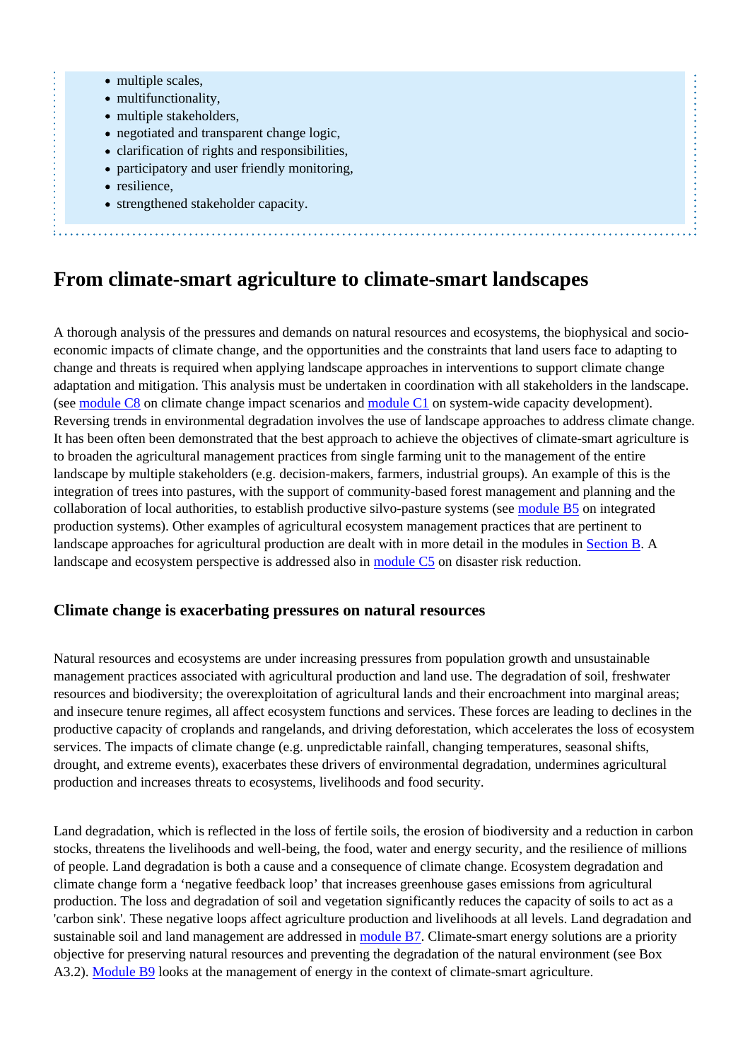- multiple scales,
- multifunctionality,
- multiple stakeholders,
- negotiated and transparent change logic,
- clarification of rights and responsibilities,
- participatory and user friendly monitoring,
- resilience,
- strengthened stakeholder capacity.

## From climate-smart agriculture to climate-smart landscapes

A thorough analysis of the pressures and demands on natural resources and ecosystems, the biophysical and socio-economic impacts of climate change, and the opportunities and the constraints that land users face to adapting to change and threats is required when applying landscape approaches in interventions to support climate change adaptation and mitigation. This analysis must be undertaken in coordination with all stakeholders in the landscape. (see module C8 on climate change impact scenarios and module C1 on system-wide capacity development). Reversing trends in environmental degradation involves the use of landscape approaches to address climate change. It has been often demonstrated that the best approach to achieve the objectives of climate-smart agriculture is to broaden the agricultural management practices from single farming unit to the management of the entire landscape by multiple stakeholders (e.g. decision-makers, farmers, industrial groups). An example of this is the integration of trees into pastures, with the support of community-based forest management and planning and the collaboration of local authorities, to establish productive silvo-pasture systems (see module B5 on integrated production systems). Other examples of agricultural ecosystem management practices that are pertinent to landscape approaches for agricultural production are dealt with in more detail in the modules in Section B. A landscape and ecosystem perspective is addressed also in module C5 on disaster risk reduction.

### Climate change is exacerbating pressures on natural resources

Natural resources and ecosystems are under increasing pressures from population growth and unsustainable management practices associated with agricultural production and land use. The degradation of soil, freshwater resources and biodiversity; the overexploitation of agricultural lands and their encroachment into marginal areas; and insecure tenure regimes, all affect ecosystem functions and services. These forces are leading to declines in the productive capacity of croplands and rangelands, and driving deforestation, which accelerates the loss of ecosystem services. The impacts of climate change (e.g. unpredictable rainfall, changing temperatures, seasonal shifts, drought, and extreme events), exacerbates these drivers of environmental degradation, undermines agricultural production and increases threats to ecosystems, livelihoods and food security.

Land degradation, which is reflected in the loss of fertile soils, the erosion of biodiversity and a reduction in carbon stocks, threatens the livelihoods and well-being, the food, water and energy security, and the resilience of millions of people. Land degradation is both a cause and a consequence of climate change. Ecosystem degradation and climate change form a 'negative feedback loop' that increases greenhouse gases emissions from agricultural production. The loss and degradation of soil and vegetation significantly reduces the capacity of soils to act as a 'carbon sink'. These negative loops affect agriculture production and livelihoods at all levels. Land degradation and sustainable soil and land management are addressed in module B7. Climate-smart energy solutions are a priority objective for preserving natural resources and preventing the degradation of the natural environment (see Box A3.2). Module B9 looks at the management of energy in the context of climate-smart agriculture.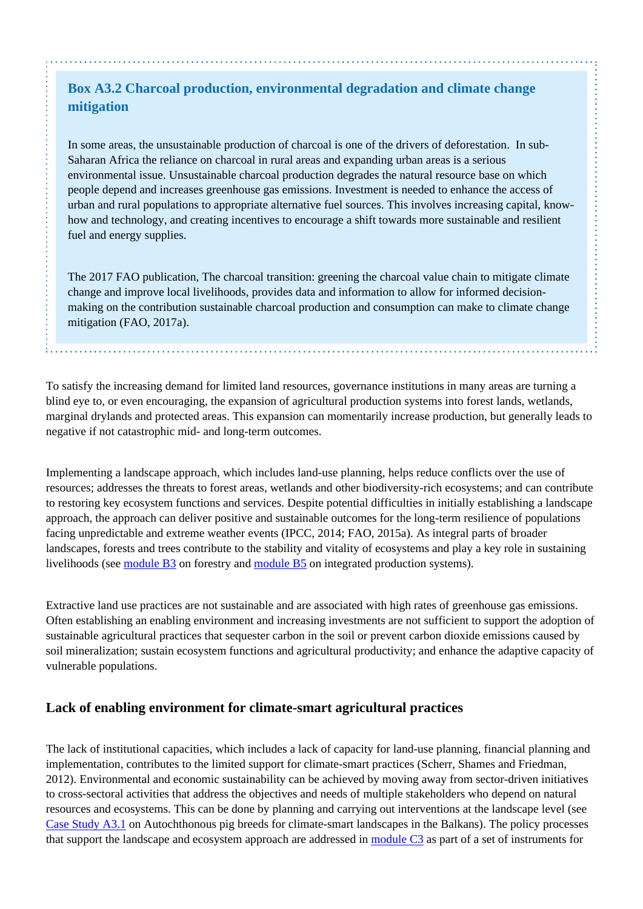### Box A3.2 Charcoal production, environmental degradation and climate change mitigation

In some areas, the unsustainable production of charcoal is one of the drivers of deforestation. In sub-Saharan Africa the reliance on charcoal in rural areas and expanding urban areas is a serious environmental issue. Unsustainable charcoal production degrades the natural resource base on which people depend and increases greenhouse gas emissions. Investment is needed to enhance the access of urban and rural populations to appropriate alternative fuel sources. This involves increasing capital, know-how and technology, and creating incentives to encourage a shift towards more sustainable and resilient fuel and energy supplies.

The 2017 FAO publication, The charcoal transition: greening the charcoal value chain to mitigate climate change and improve local livelihoods, provides data and information to allow for informed decision-making on the contribution sustainable charcoal production and consumption can make to climate change mitigation (FAO, 2017a).

To satisfy the increasing demand for limited land resources, governance institutions in many areas are turning a blind eye to, or even encouraging, the expansion of agricultural production systems into forest lands, wetlands, marginal drylands and protected areas. This expansion can momentarily increase production, but generally leads to negative if not catastrophic mid- and long-term outcomes.

Implementing a landscape approach, which includes land-use planning, helps reduce conflicts over the use of resources; addresses the threats to forest areas, wetlands and other biodiversity-rich ecosystems; and can contribute to restoring key ecosystem functions and services. Despite potential difficulties in initially establishing a landscape approach, the approach can deliver positive and sustainable outcomes for the long-term resilience of populations facing unpredictable and extreme weather events (IPCC, 2014; FAO, 2015a). As integral parts of broader landscapes, forests and trees contribute to the stability and vitality of ecosystems and play a key role in sustaining livelihoods (see module B3 on forestry and module B5 on integrated production systems).

Extractive land use practices are not sustainable and are associated with high rates of greenhouse gas emissions. Often establishing an enabling environment and increasing investments are not sufficient to support the adoption of sustainable agricultural practices that sequester carbon in the soil or prevent carbon dioxide emissions caused by soil mineralization; sustain ecosystem functions and agricultural productivity; and enhance the adaptive capacity of vulnerable populations.

## Lack of enabling environment for climate-smart agricultural practices

The lack of institutional capacities, which includes a lack of capacity for land-use planning, financial planning and implementation, contributes to the limited support for climate-smart practices (Scherr, Shames and Friedman, 2012). Environmental and economic sustainability can be achieved by moving away from sector-driven initiatives to cross-sectoral activities that address the objectives and needs of multiple stakeholders who depend on natural resources and ecosystems. This can be done by planning and carrying out interventions at the landscape level (see Case Study A3.1 on Autochthonous pig breeds for climate-smart landscapes in the Balkans). The policy processes that support the landscape and ecosystem approach are addressed in module C3 as part of a set of instruments for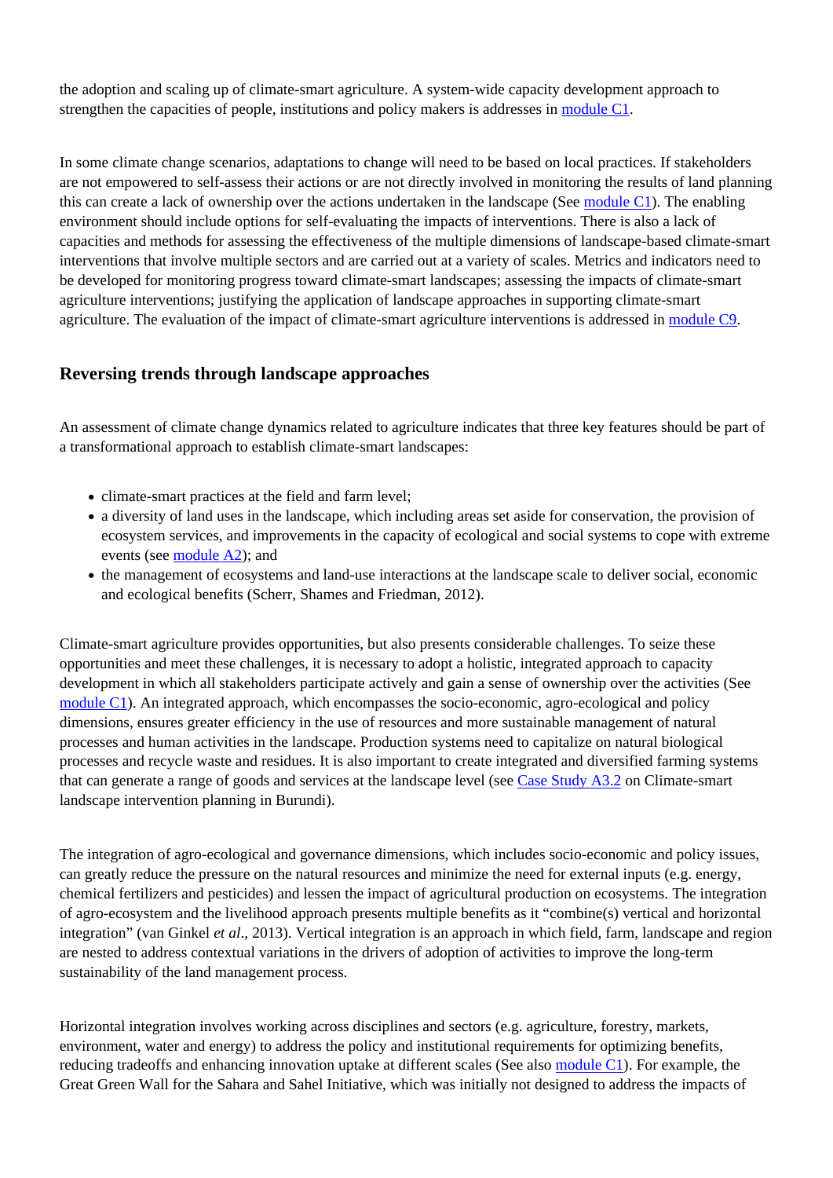the adoption and scaling up of climate-smart agriculture. A system-wide capacity development approach to strengthen the capacities of people, institutions and policy makers is addresses in module C1.

In some climate change scenarios, adaptations to change will need to be based on local practices. If stakeholders are not empowered to self-assess their actions or are not directly involved in monitoring the results of land planning this can create a lack of ownership over the actions undertaken in the landscape (See module C1). The enabling environment should include options for self-evaluating the impacts of interventions. There is also a lack of capacities and methods for assessing the effectiveness of the multiple dimensions of landscape-based climate-smart interventions that involve multiple sectors and are carried out at a variety of scales. Metrics and indicators need to be developed for monitoring progress toward climate-smart landscapes; assessing the impacts of climate-smart agriculture interventions; justifying the application of landscape approaches in supporting climate-smart agriculture. The evaluation of the impact of climate-smart agriculture interventions is addressed in module C9.

## Reversing trends through landscape approaches

An assessment of climate change dynamics related to agriculture indicates that three key features should be part of a transformational approach to establish climate-smart landscapes:

- climate-smart practices at the field and farm level;
- a diversity of land uses in the landscape, which including areas set aside for conservation, the provision of ecosystem services, and improvements in the capacity of ecological and social systems to cope with extreme events (see module A2); and
- the management of ecosystems and land-use interactions at the landscape scale to deliver social, economic and ecological benefits (Scherr, Shames and Friedman, 2012).

Climate-smart agriculture provides opportunities, but also presents considerable challenges. To seize these opportunities and meet these challenges, it is necessary to adopt a holistic, integrated approach to capacity development in which all stakeholders participate actively and gain a sense of ownership over the activities (See module C1). An integrated approach, which encompasses the socio-economic, agro-ecological and policy dimensions, ensures greater efficiency in the use of resources and more sustainable management of natural processes and human activities in the landscape. Production systems need to capitalize on natural biological processes and recycle waste and residues. It is also important to create integrated and diversified farming systems that can generate a range of goods and services at the landscape level (see Case Study A3.2 on Climate-smart landscape intervention planning in Burundi).

The integration of agro-ecological and governance dimensions, which includes socio-economic and policy issues, can greatly reduce the pressure on the natural resources and minimize the need for external inputs (e.g. energy, chemical fertilizers and pesticides) and lessen the impact of agricultural production on ecosystems. The integration of agro-ecosystem and the livelihood approach presents multiple benefits as it "combine(s) vertical and horizontal integration" (van Ginkel *et al*., 2013). Vertical integration is an approach in which field, farm, landscape and region are nested to address contextual variations in the drivers of adoption of activities to improve the long-term sustainability of the land management process.

Horizontal integration involves working across disciplines and sectors (e.g. agriculture, forestry, markets, environment, water and energy) to address the policy and institutional requirements for optimizing benefits, reducing tradeoffs and enhancing innovation uptake at different scales (See also module C1). For example, the Great Green Wall for the Sahara and Sahel Initiative, which was initially not designed to address the impacts of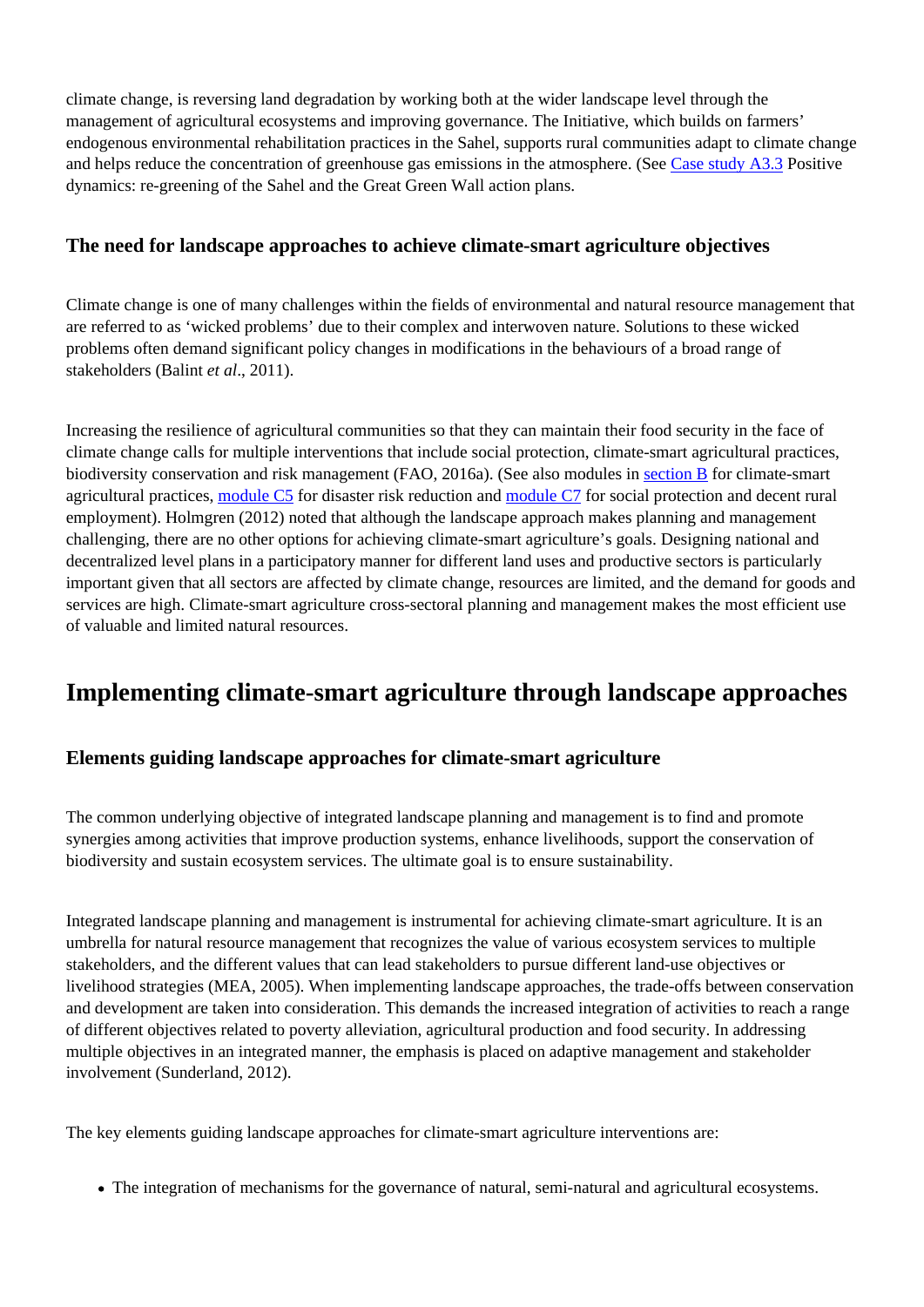climate change, is reversing land degradation by working both at the wider landscape level through the management of agricultural ecosystems and improving governance. The Initiative, which builds on farmers' endogenous environmental rehabilitation practices in the Sahel, supports rural communities adapt to climate change and helps reduce the concentration of greenhouse gas emissions in the atmosphere. (See Case study A3.3 Positive dynamics: re-greening of the Sahel and the Great Green Wall action plans.

### The need for landscape approaches to achieve climate-smart agriculture objectives

Climate change is one of many challenges within the fields of environmental and natural resource management that are referred to as 'wicked problems' due to their complex and interwoven nature. Solutions to these wicked problems often demand significant policy changes in modifications in the behaviours of a broad range of stakeholders (Balint *et al*., 2011).

Increasing the resilience of agricultural communities so that they can maintain their food security in the face of climate change calls for multiple interventions that include social protection, climate-smart agricultural practices, biodiversity conservation and risk management (FAO, 2016a). (See also modules in section B for climate-smart agricultural practices, module C5 for disaster risk reduction and module C7 for social protection and decent rural employment). Holmgren (2012) noted that although the landscape approach makes planning and management challenging, there are no other options for achieving climate-smart agriculture's goals. Designing national and decentralized level plans in a participatory manner for different land uses and productive sectors is particularly important given that all sectors are affected by climate change, resources are limited, and the demand for goods and services are high. Climate-smart agriculture cross-sectoral planning and management makes the most efficient use of valuable and limited natural resources.

## Implementing climate-smart agriculture through landscape approaches

### Elements guiding landscape approaches for climate-smart agriculture

The common underlying objective of integrated landscape planning and management is to find and promote synergies among activities that improve production systems, enhance livelihoods, support the conservation of biodiversity and sustain ecosystem services. The ultimate goal is to ensure sustainability.

Integrated landscape planning and management is instrumental for achieving climate-smart agriculture. It is an umbrella for natural resource management that recognizes the value of various ecosystem services to multiple stakeholders, and the different values that can lead stakeholders to pursue different land-use objectives or livelihood strategies (MEA, 2005). When implementing landscape approaches, the trade-offs between conservation and development are taken into consideration. This demands the increased integration of activities to reach a range of different objectives related to poverty alleviation, agricultural production and food security. In addressing multiple objectives in an integrated manner, the emphasis is placed on adaptive management and stakeholder involvement (Sunderland, 2012).

The key elements guiding landscape approaches for climate-smart agriculture interventions are:

- The integration of mechanisms for the governance of natural, semi-natural and agricultural ecosystems.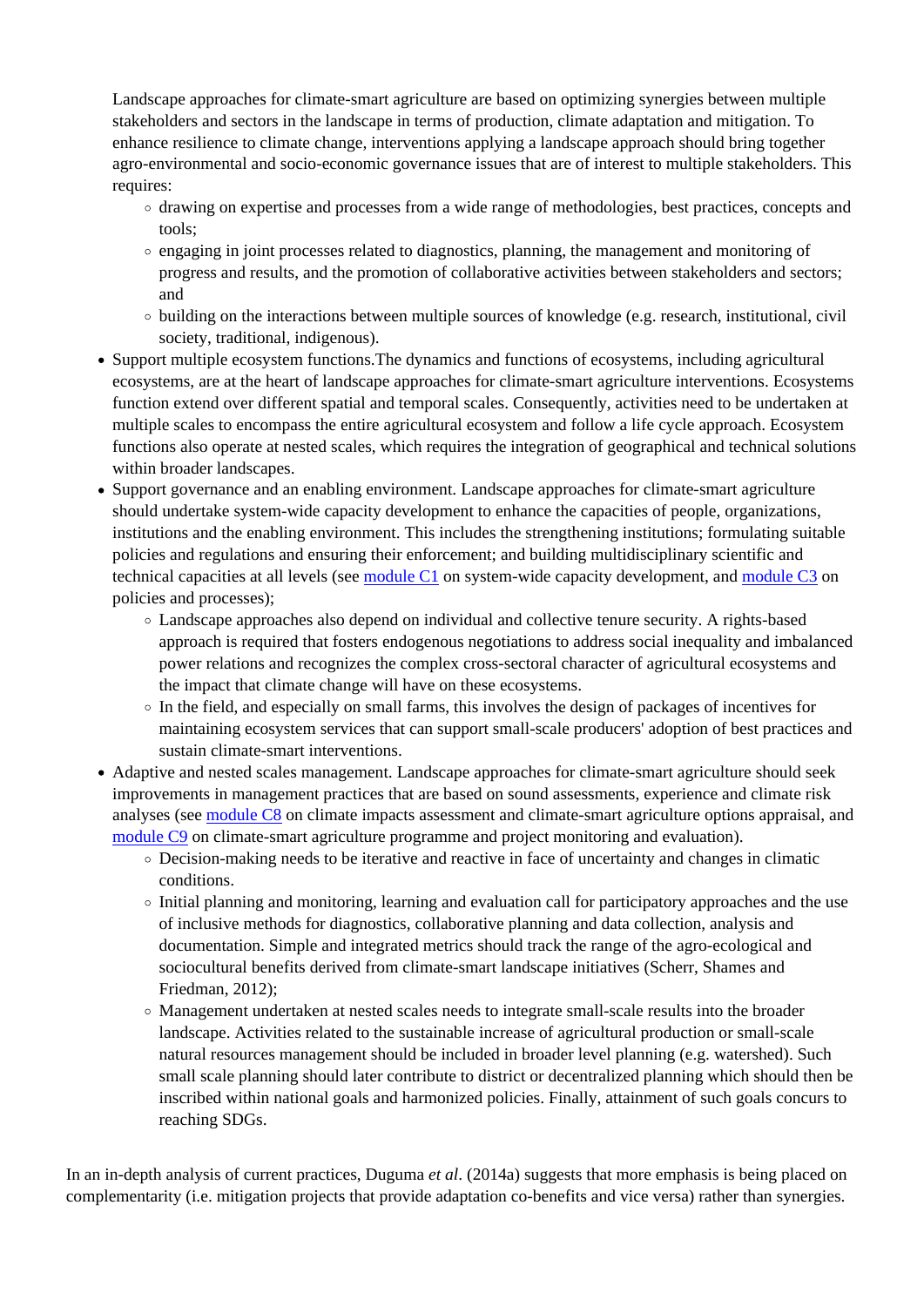Landscape approaches for climate-smart agriculture are based on optimizing synergies between multiple stakeholders and sectors in the landscape in terms of production, climate adaptation and mitigation. To enhance resilience to climate change, interventions applying a landscape approach should bring together agro-environmental and socio-economic governance issues that are of interest to multiple stakeholders. This requires:
    - drawing on expertise and processes from a wide range of methodologies, best practices, concepts and tools;
    - engaging in joint processes related to diagnostics, planning, the management and monitoring of progress and results, and the promotion of collaborative activities between stakeholders and sectors; and
    - building on the interactions between multiple sources of knowledge (e.g. research, institutional, civil society, traditional, indigenous).
- Support multiple ecosystem functions.The dynamics and functions of ecosystems, including agricultural ecosystems, are at the heart of landscape approaches for climate-smart agriculture interventions. Ecosystems function extend over different spatial and temporal scales. Consequently, activities need to be undertaken at multiple scales to encompass the entire agricultural ecosystem and follow a life cycle approach. Ecosystem functions also operate at nested scales, which requires the integration of geographical and technical solutions within broader landscapes.
- Support governance and an enabling environment. Landscape approaches for climate-smart agriculture should undertake system-wide capacity development to enhance the capacities of people, organizations, institutions and the enabling environment. This includes the strengthening institutions; formulating suitable policies and regulations and ensuring their enforcement; and building multidisciplinary scientific and technical capacities at all levels (see module C1 on system-wide capacity development, and module C3 on policies and processes);
    - Landscape approaches also depend on individual and collective tenure security. A rights-based approach is required that fosters endogenous negotiations to address social inequality and imbalanced power relations and recognizes the complex cross-sectoral character of agricultural ecosystems and the impact that climate change will have on these ecosystems.
    - In the field, and especially on small farms, this involves the design of packages of incentives for maintaining ecosystem services that can support small-scale producers' adoption of best practices and sustain climate-smart interventions.
- Adaptive and nested scales management. Landscape approaches for climate-smart agriculture should seek improvements in management practices that are based on sound assessments, experience and climate risk analyses (see module C8 on climate impacts assessment and climate-smart agriculture options appraisal, and module C9 on climate-smart agriculture programme and project monitoring and evaluation).
    - Decision-making needs to be iterative and reactive in face of uncertainty and changes in climatic conditions.
    - Initial planning and monitoring, learning and evaluation call for participatory approaches and the use of inclusive methods for diagnostics, collaborative planning and data collection, analysis and documentation. Simple and integrated metrics should track the range of the agro-ecological and sociocultural benefits derived from climate-smart landscape initiatives (Scherr, Shames and Friedman, 2012);
    - Management undertaken at nested scales needs to integrate small-scale results into the broader landscape. Activities related to the sustainable increase of agricultural production or small-scale natural resources management should be included in broader level planning (e.g. watershed). Such small scale planning should later contribute to district or decentralized planning which should then be inscribed within national goals and harmonized policies. Finally, attainment of such goals concurs to reaching SDGs.

In an in-depth analysis of current practices, Duguma *et al*. (2014a) suggests that more emphasis is being placed on complementarity (i.e. mitigation projects that provide adaptation co-benefits and vice versa) rather than synergies.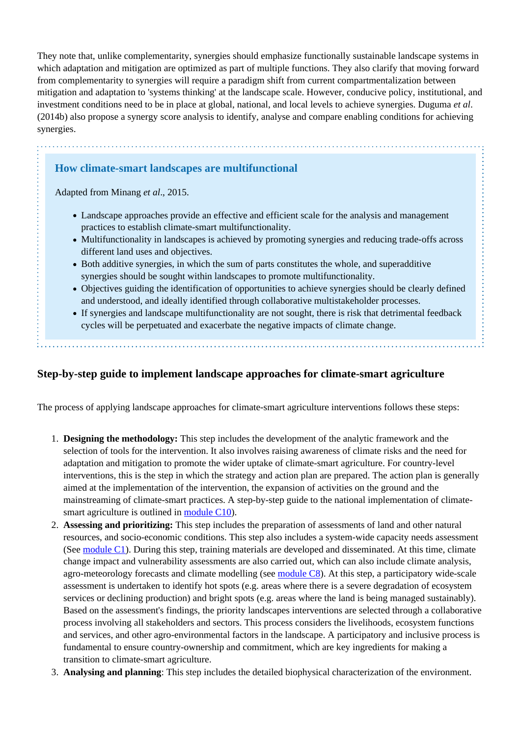They note that, unlike complementarity, synergies should emphasize functionally sustainable landscape systems in which adaptation and mitigation are optimized as part of multiple functions. They also clarify that moving forward from complementarity to synergies will require a paradigm shift from current compartmentalization between mitigation and adaptation to 'systems thinking' at the landscape scale. However, conducive policy, institutional, and investment conditions need to be in place at global, national, and local levels to achieve synergies. Duguma *et al*. (2014b) also propose a synergy score analysis to identify, analyse and compare enabling conditions for achieving synergies.

### How climate-smart landscapes are multifunctional

Adapted from Minang *et al*., 2015.

- Landscape approaches provide an effective and efficient scale for the analysis and management practices to establish climate-smart multifunctionality.
- Multifunctionality in landscapes is achieved by promoting synergies and reducing trade-offs across different land uses and objectives.
- Both additive synergies, in which the sum of parts constitutes the whole, and superadditive synergies should be sought within landscapes to promote multifunctionality.
- Objectives guiding the identification of opportunities to achieve synergies should be clearly defined and understood, and ideally identified through collaborative multistakeholder processes.
- If synergies and landscape multifunctionality are not sought, there is risk that detrimental feedback cycles will be perpetuated and exacerbate the negative impacts of climate change.

## Step-by-step guide to implement landscape approaches for climate-smart agriculture

The process of applying landscape approaches for climate-smart agriculture interventions follows these steps:

1. **Designing the methodology:** This step includes the development of the analytic framework and the selection of tools for the intervention. It also involves raising awareness of climate risks and the need for adaptation and mitigation to promote the wider uptake of climate-smart agriculture. For country-level interventions, this is the step in which the strategy and action plan are prepared. The action plan is generally aimed at the implementation of the intervention, the expansion of activities on the ground and the mainstreaming of climate-smart practices. A step-by-step guide to the national implementation of climate-smart agriculture is outlined in module C10).
2. **Assessing and prioritizing:** This step includes the preparation of assessments of land and other natural resources, and socio-economic conditions. This step also includes a system-wide capacity needs assessment (See module C1). During this step, training materials are developed and disseminated. At this time, climate change impact and vulnerability assessments are also carried out, which can also include climate analysis, agro-meteorology forecasts and climate modelling (see module C8). At this step, a participatory wide-scale assessment is undertaken to identify hot spots (e.g. areas where there is a severe degradation of ecosystem services or declining production) and bright spots (e.g. areas where the land is being managed sustainably). Based on the assessment's findings, the priority landscapes interventions are selected through a collaborative process involving all stakeholders and sectors. This process considers the livelihoods, ecosystem functions and services, and other agro-environmental factors in the landscape. A participatory and inclusive process is fundamental to ensure country-ownership and commitment, which are key ingredients for making a transition to climate-smart agriculture.
3. **Analysing and planning**: This step includes the detailed biophysical characterization of the environment.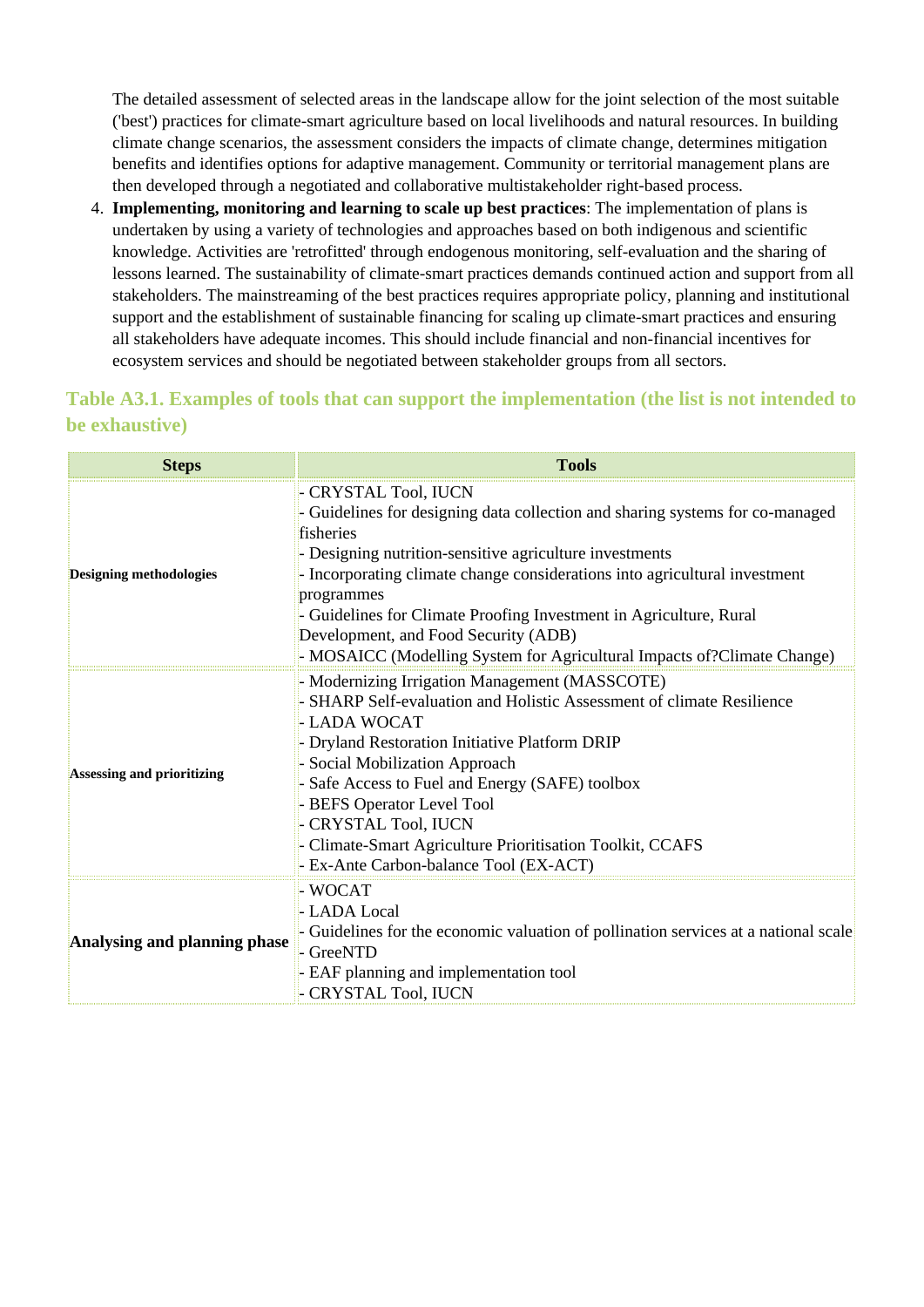The detailed assessment of selected areas in the landscape allow for the joint selection of the most suitable ('best') practices for climate-smart agriculture based on local livelihoods and natural resources. In building climate change scenarios, the assessment considers the impacts of climate change, determines mitigation benefits and identifies options for adaptive management. Community or territorial management plans are then developed through a negotiated and collaborative multistakeholder right-based process.

4. **Implementing, monitoring and learning to scale up best practices**: The implementation of plans is undertaken by using a variety of technologies and approaches based on both indigenous and scientific knowledge. Activities are 'retrofitted' through endogenous monitoring, self-evaluation and the sharing of lessons learned. The sustainability of climate-smart practices demands continued action and support from all stakeholders. The mainstreaming of the best practices requires appropriate policy, planning and institutional support and the establishment of sustainable financing for scaling up climate-smart practices and ensuring all stakeholders have adequate incomes. This should include financial and non-financial incentives for ecosystem services and should be negotiated between stakeholder groups from all sectors.

### Table A3.1. Examples of tools that can support the implementation (the list is not intended to be exhaustive)

| Steps | Tools |
|---|---|
| **Designing methodologies** | - CRYSTAL Tool, IUCN<br>- Guidelines for designing data collection and sharing systems for co-managed fisheries<br>- Designing nutrition-sensitive agriculture investments<br>- Incorporating climate change considerations into agricultural investment programmes<br>- Guidelines for Climate Proofing Investment in Agriculture, Rural Development, and Food Security (ADB)<br>- MOSAICC (Modelling System for Agricultural Impacts of?Climate Change) |
| **Assessing and prioritizing** | - Modernizing Irrigation Management (MASSCOTE)<br>- SHARP Self-evaluation and Holistic Assessment of climate Resilience<br>- LADA WOCAT<br>- Dryland Restoration Initiative Platform DRIP<br>- Social Mobilization Approach<br>- Safe Access to Fuel and Energy (SAFE) toolbox<br>- BEFS Operator Level Tool<br>- CRYSTAL Tool, IUCN<br>- Climate-Smart Agriculture Prioritisation Toolkit, CCAFS<br>- Ex-Ante Carbon-balance Tool (EX-ACT) |
| **Analysing and planning phase** | - WOCAT<br>- LADA Local<br>- Guidelines for the economic valuation of pollination services at a national scale<br>- GreeNTD<br>- EAF planning and implementation tool<br>- CRYSTAL Tool, IUCN |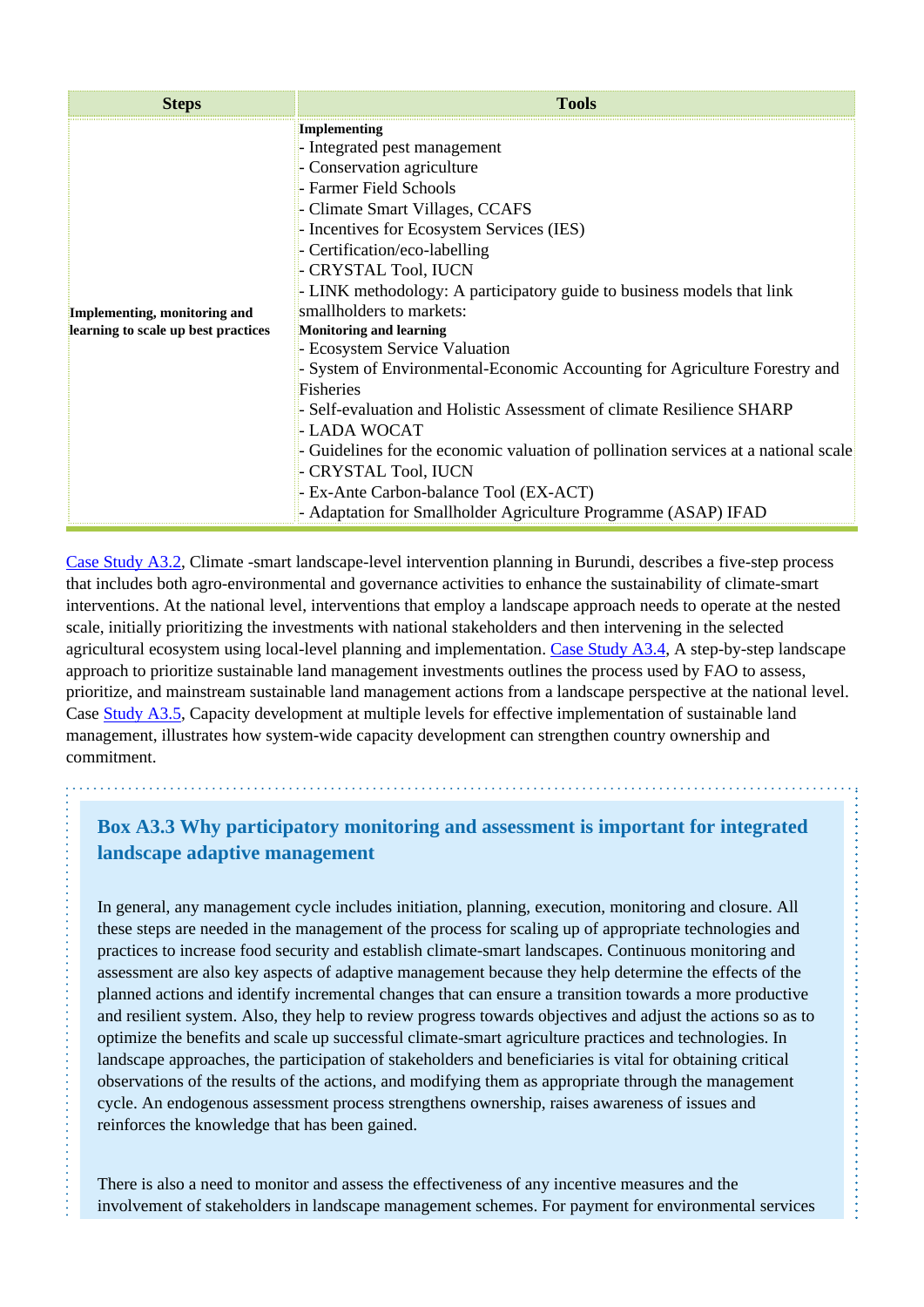| Steps | Tools |
|---|---|
| **Implementing, monitoring and learning to scale up best practices** | **Implementing**<br>- Integrated pest management<br>- Conservation agriculture<br>- Farmer Field Schools<br>- Climate Smart Villages, CCAFS<br>- Incentives for Ecosystem Services (IES)<br>- Certification/eco-labelling<br>- CRYSTAL Tool, IUCN<br>- LINK methodology: A participatory guide to business models that link smallholders to markets:<br>**Monitoring and learning**<br>- Ecosystem Service Valuation<br>- System of Environmental-Economic Accounting for Agriculture Forestry and Fisheries<br>- Self-evaluation and Holistic Assessment of climate Resilience SHARP<br>- LADA WOCAT<br>- Guidelines for the economic valuation of pollination services at a national scale<br>- CRYSTAL Tool, IUCN<br>- Ex-Ante Carbon-balance Tool (EX-ACT)<br>- Adaptation for Smallholder Agriculture Programme (ASAP) IFAD |

Case Study A3.2, Climate -smart landscape-level intervention planning in Burundi, describes a five-step process that includes both agro-environmental and governance activities to enhance the sustainability of climate-smart interventions. At the national level, interventions that employ a landscape approach needs to operate at the nested scale, initially prioritizing the investments with national stakeholders and then intervening in the selected agricultural ecosystem using local-level planning and implementation. Case Study A3.4, A step-by-step landscape approach to prioritize sustainable land management investments outlines the process used by FAO to assess, prioritize, and mainstream sustainable land management actions from a landscape perspective at the national level. Case Study A3.5, Capacity development at multiple levels for effective implementation of sustainable land management, illustrates how system-wide capacity development can strengthen country ownership and commitment.

### Box A3.3 Why participatory monitoring and assessment is important for integrated landscape adaptive management

In general, any management cycle includes initiation, planning, execution, monitoring and closure. All these steps are needed in the management of the process for scaling up of appropriate technologies and practices to increase food security and establish climate-smart landscapes. Continuous monitoring and assessment are also key aspects of adaptive management because they help determine the effects of the planned actions and identify incremental changes that can ensure a transition towards a more productive and resilient system. Also, they help to review progress towards objectives and adjust the actions so as to optimize the benefits and scale up successful climate-smart agriculture practices and technologies. In landscape approaches, the participation of stakeholders and beneficiaries is vital for obtaining critical observations of the results of the actions, and modifying them as appropriate through the management cycle. An endogenous assessment process strengthens ownership, raises awareness of issues and reinforces the knowledge that has been gained.

There is also a need to monitor and assess the effectiveness of any incentive measures and the involvement of stakeholders in landscape management schemes. For payment for environmental services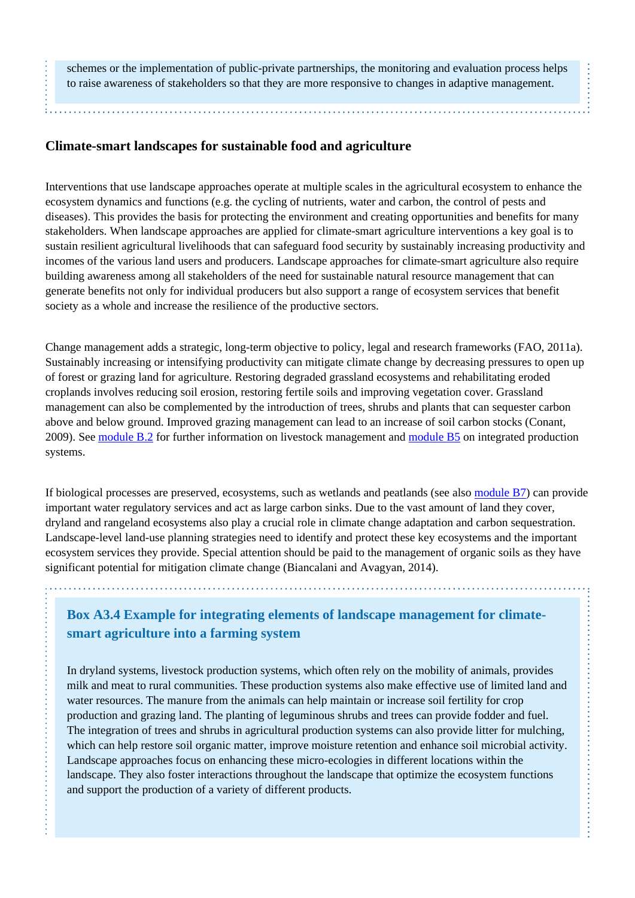schemes or the implementation of public-private partnerships, the monitoring and evaluation process helps to raise awareness of stakeholders so that they are more responsive to changes in adaptive management.

## Climate-smart landscapes for sustainable food and agriculture

Interventions that use landscape approaches operate at multiple scales in the agricultural ecosystem to enhance the ecosystem dynamics and functions (e.g. the cycling of nutrients, water and carbon, the control of pests and diseases). This provides the basis for protecting the environment and creating opportunities and benefits for many stakeholders. When landscape approaches are applied for climate-smart agriculture interventions a key goal is to sustain resilient agricultural livelihoods that can safeguard food security by sustainably increasing productivity and incomes of the various land users and producers. Landscape approaches for climate-smart agriculture also require building awareness among all stakeholders of the need for sustainable natural resource management that can generate benefits not only for individual producers but also support a range of ecosystem services that benefit society as a whole and increase the resilience of the productive sectors.

Change management adds a strategic, long-term objective to policy, legal and research frameworks (FAO, 2011a). Sustainably increasing or intensifying productivity can mitigate climate change by decreasing pressures to open up of forest or grazing land for agriculture. Restoring degraded grassland ecosystems and rehabilitating eroded croplands involves reducing soil erosion, restoring fertile soils and improving vegetation cover. Grassland management can also be complemented by the introduction of trees, shrubs and plants that can sequester carbon above and below ground. Improved grazing management can lead to an increase of soil carbon stocks (Conant, 2009). See module B.2 for further information on livestock management and module B5 on integrated production systems.

If biological processes are preserved, ecosystems, such as wetlands and peatlands (see also module B7) can provide important water regulatory services and act as large carbon sinks. Due to the vast amount of land they cover, dryland and rangeland ecosystems also play a crucial role in climate change adaptation and carbon sequestration. Landscape-level land-use planning strategies need to identify and protect these key ecosystems and the important ecosystem services they provide. Special attention should be paid to the management of organic soils as they have significant potential for mitigation climate change (Biancalani and Avagyan, 2014).

### Box A3.4 Example for integrating elements of landscape management for climate-smart agriculture into a farming system

In dryland systems, livestock production systems, which often rely on the mobility of animals, provides milk and meat to rural communities. These production systems also make effective use of limited land and water resources. The manure from the animals can help maintain or increase soil fertility for crop production and grazing land. The planting of leguminous shrubs and trees can provide fodder and fuel. The integration of trees and shrubs in agricultural production systems can also provide litter for mulching, which can help restore soil organic matter, improve moisture retention and enhance soil microbial activity. Landscape approaches focus on enhancing these micro-ecologies in different locations within the landscape. They also foster interactions throughout the landscape that optimize the ecosystem functions and support the production of a variety of different products.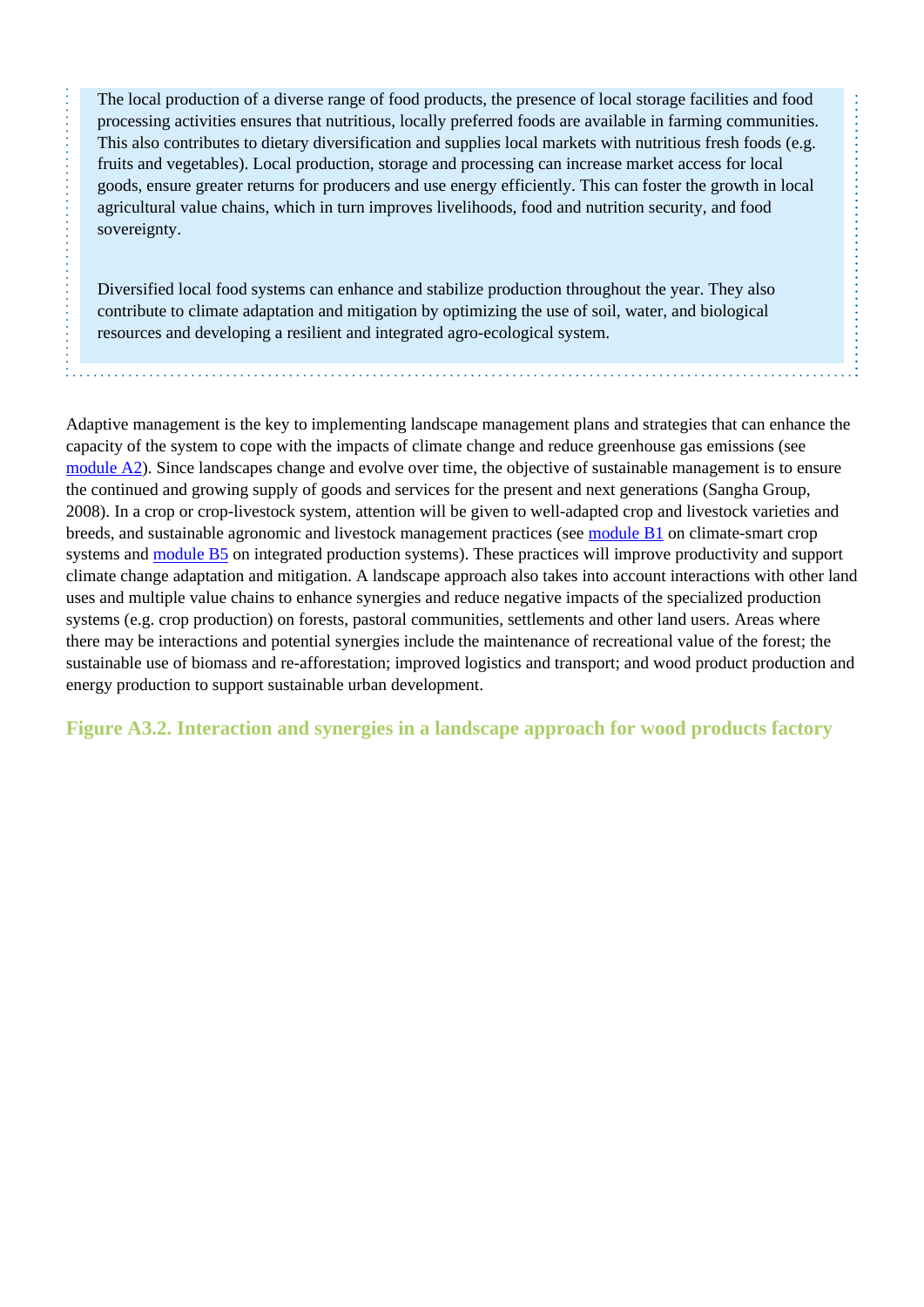The local production of a diverse range of food products, the presence of local storage facilities and food processing activities ensures that nutritious, locally preferred foods are available in farming communities. This also contributes to dietary diversification and supplies local markets with nutritious fresh foods (e.g. fruits and vegetables). Local production, storage and processing can increase market access for local goods, ensure greater returns for producers and use energy efficiently. This can foster the growth in local agricultural value chains, which in turn improves livelihoods, food and nutrition security, and food sovereignty.

Diversified local food systems can enhance and stabilize production throughout the year. They also contribute to climate adaptation and mitigation by optimizing the use of soil, water, and biological resources and developing a resilient and integrated agro-ecological system.

Adaptive management is the key to implementing landscape management plans and strategies that can enhance the capacity of the system to cope with the impacts of climate change and reduce greenhouse gas emissions (see module A2). Since landscapes change and evolve over time, the objective of sustainable management is to ensure the continued and growing supply of goods and services for the present and next generations (Sangha Group, 2008). In a crop or crop-livestock system, attention will be given to well-adapted crop and livestock varieties and breeds, and sustainable agronomic and livestock management practices (see module B1 on climate-smart crop systems and module B5 on integrated production systems). These practices will improve productivity and support climate change adaptation and mitigation. A landscape approach also takes into account interactions with other land uses and multiple value chains to enhance synergies and reduce negative impacts of the specialized production systems (e.g. crop production) on forests, pastoral communities, settlements and other land users. Areas where there may be interactions and potential synergies include the maintenance of recreational value of the forest; the sustainable use of biomass and re-afforestation; improved logistics and transport; and wood product production and energy production to support sustainable urban development.

**Figure A3.2. Interaction and synergies in a landscape approach for wood products factory**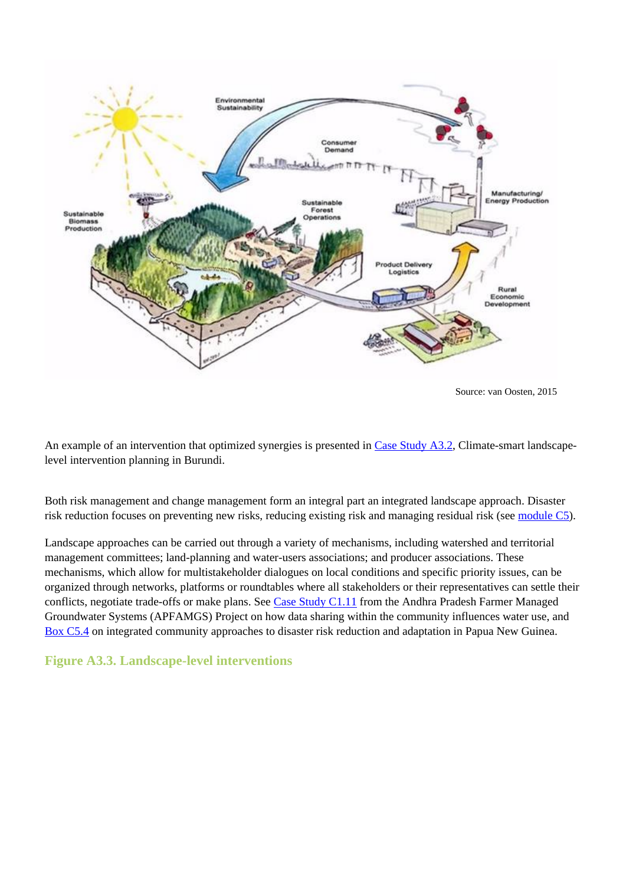Source: van Oosten, 2015

An example of an intervention that optimized synergies is presented in Case Study A3.2, Climate-smart landscape-level intervention planning in Burundi.

Both risk management and change management form an integral part an integrated landscape approach. Disaster risk reduction focuses on preventing new risks, reducing existing risk and managing residual risk (see module C5).

Landscape approaches can be carried out through a variety of mechanisms, including watershed and territorial management committees; land-planning and water-users associations; and producer associations. These mechanisms, which allow for multistakeholder dialogues on local conditions and specific priority issues, can be organized through networks, platforms or roundtables where all stakeholders or their representatives can settle their conflicts, negotiate trade-offs or make plans. See Case Study C1.11 from the Andhra Pradesh Farmer Managed Groundwater Systems (APFAMGS) Project on how data sharing within the community influences water use, and Box C5.4 on integrated community approaches to disaster risk reduction and adaptation in Papua New Guinea.

### Figure A3.3. Landscape-level interventions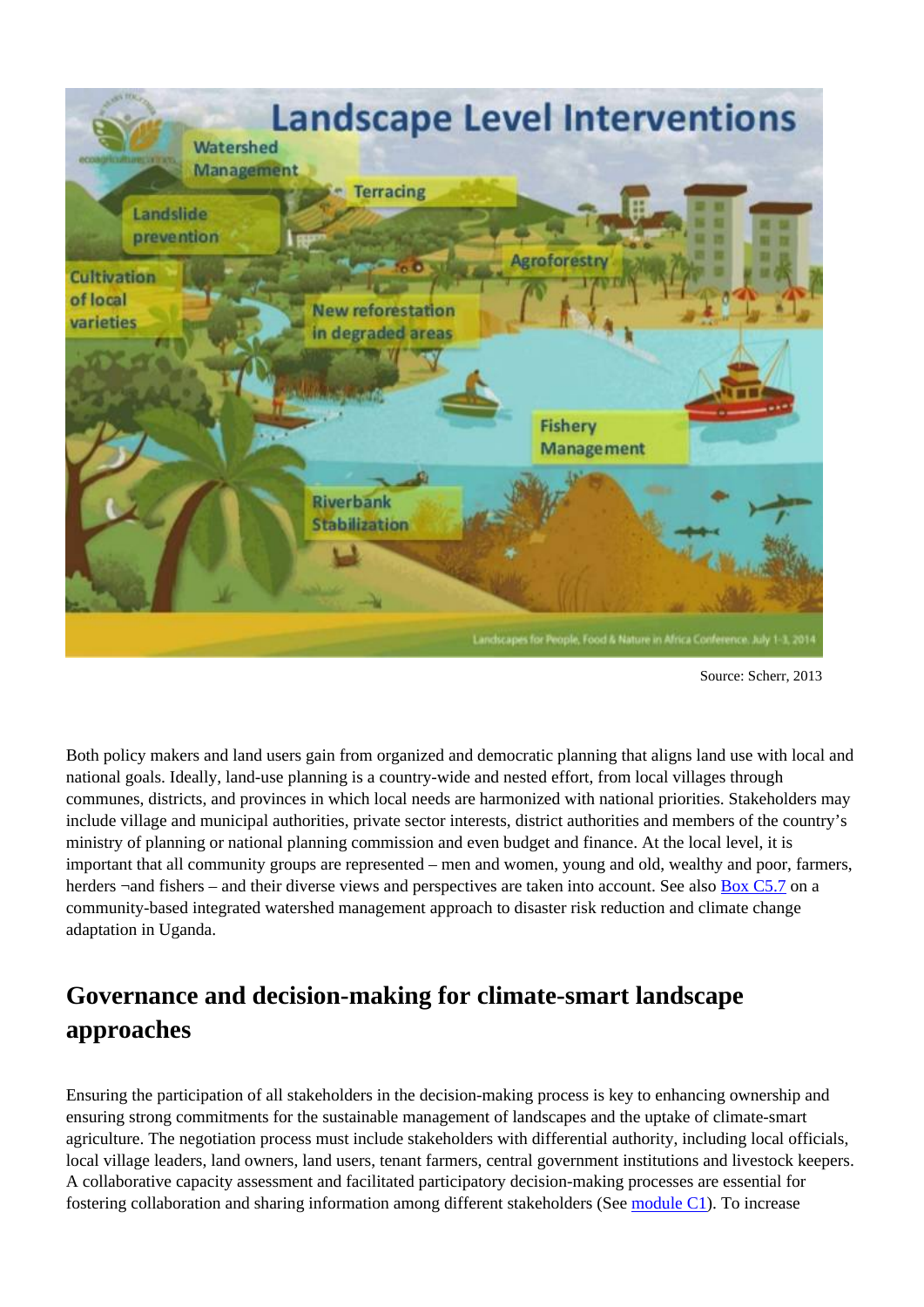Source: Scherr, 2013

Both policy makers and land users gain from organized and democratic planning that aligns land use with local and national goals. Ideally, land-use planning is a country-wide and nested effort, from local villages through communes, districts, and provinces in which local needs are harmonized with national priorities. Stakeholders may include village and municipal authorities, private sector interests, district authorities and members of the country's ministry of planning or national planning commission and even budget and finance. At the local level, it is important that all community groups are represented – men and women, young and old, wealthy and poor, farmers, herders ¬and fishers – and their diverse views and perspectives are taken into account. See also Box C5.7 on a community-based integrated watershed management approach to disaster risk reduction and climate change adaptation in Uganda.

## Governance and decision-making for climate-smart landscape approaches

Ensuring the participation of all stakeholders in the decision-making process is key to enhancing ownership and ensuring strong commitments for the sustainable management of landscapes and the uptake of climate-smart agriculture. The negotiation process must include stakeholders with differential authority, including local officials, local village leaders, land owners, land users, tenant farmers, central government institutions and livestock keepers. A collaborative capacity assessment and facilitated participatory decision-making processes are essential for fostering collaboration and sharing information among different stakeholders (See module C1). To increase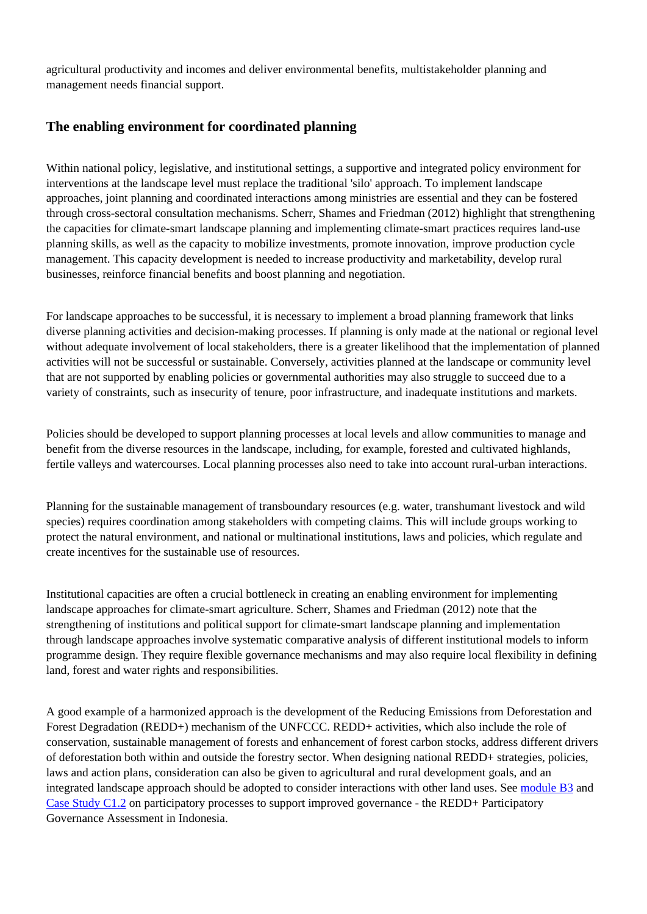agricultural productivity and incomes and deliver environmental benefits, multistakeholder planning and management needs financial support.

## The enabling environment for coordinated planning

Within national policy, legislative, and institutional settings, a supportive and integrated policy environment for interventions at the landscape level must replace the traditional 'silo' approach. To implement landscape approaches, joint planning and coordinated interactions among ministries are essential and they can be fostered through cross-sectoral consultation mechanisms. Scherr, Shames and Friedman (2012) highlight that strengthening the capacities for climate-smart landscape planning and implementing climate-smart practices requires land-use planning skills, as well as the capacity to mobilize investments, promote innovation, improve production cycle management. This capacity development is needed to increase productivity and marketability, develop rural businesses, reinforce financial benefits and boost planning and negotiation.

For landscape approaches to be successful, it is necessary to implement a broad planning framework that links diverse planning activities and decision-making processes. If planning is only made at the national or regional level without adequate involvement of local stakeholders, there is a greater likelihood that the implementation of planned activities will not be successful or sustainable. Conversely, activities planned at the landscape or community level that are not supported by enabling policies or governmental authorities may also struggle to succeed due to a variety of constraints, such as insecurity of tenure, poor infrastructure, and inadequate institutions and markets.

Policies should be developed to support planning processes at local levels and allow communities to manage and benefit from the diverse resources in the landscape, including, for example, forested and cultivated highlands, fertile valleys and watercourses. Local planning processes also need to take into account rural-urban interactions.

Planning for the sustainable management of transboundary resources (e.g. water, transhumant livestock and wild species) requires coordination among stakeholders with competing claims. This will include groups working to protect the natural environment, and national or multinational institutions, laws and policies, which regulate and create incentives for the sustainable use of resources.

Institutional capacities are often a crucial bottleneck in creating an enabling environment for implementing landscape approaches for climate-smart agriculture. Scherr, Shames and Friedman (2012) note that the strengthening of institutions and political support for climate-smart landscape planning and implementation through landscape approaches involve systematic comparative analysis of different institutional models to inform programme design. They require flexible governance mechanisms and may also require local flexibility in defining land, forest and water rights and responsibilities.

A good example of a harmonized approach is the development of the Reducing Emissions from Deforestation and Forest Degradation (REDD+) mechanism of the UNFCCC. REDD+ activities, which also include the role of conservation, sustainable management of forests and enhancement of forest carbon stocks, address different drivers of deforestation both within and outside the forestry sector. When designing national REDD+ strategies, policies, laws and action plans, consideration can also be given to agricultural and rural development goals, and an integrated landscape approach should be adopted to consider interactions with other land uses. See module B3 and Case Study C1.2 on participatory processes to support improved governance - the REDD+ Participatory Governance Assessment in Indonesia.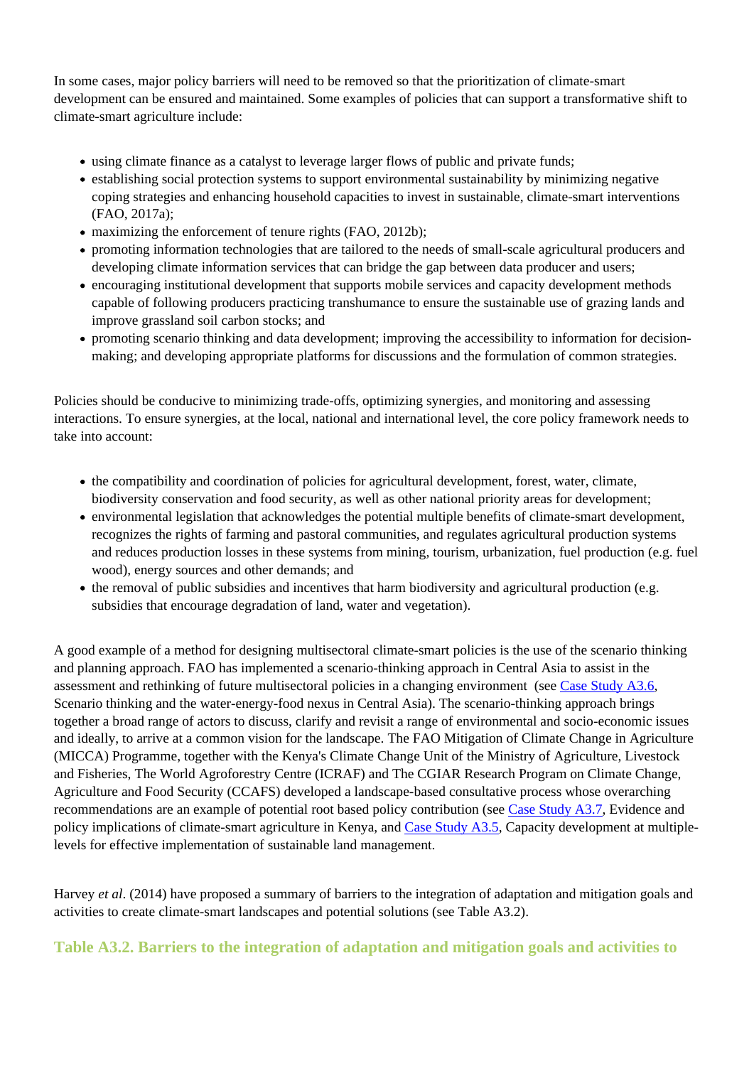In some cases, major policy barriers will need to be removed so that the prioritization of climate-smart development can be ensured and maintained. Some examples of policies that can support a transformative shift to climate-smart agriculture include:

- using climate finance as a catalyst to leverage larger flows of public and private funds;
- establishing social protection systems to support environmental sustainability by minimizing negative coping strategies and enhancing household capacities to invest in sustainable, climate-smart interventions (FAO, 2017a);
- maximizing the enforcement of tenure rights (FAO, 2012b);
- promoting information technologies that are tailored to the needs of small-scale agricultural producers and developing climate information services that can bridge the gap between data producer and users;
- encouraging institutional development that supports mobile services and capacity development methods capable of following producers practicing transhumance to ensure the sustainable use of grazing lands and improve grassland soil carbon stocks; and
- promoting scenario thinking and data development; improving the accessibility to information for decision-making; and developing appropriate platforms for discussions and the formulation of common strategies.

Policies should be conducive to minimizing trade-offs, optimizing synergies, and monitoring and assessing interactions. To ensure synergies, at the local, national and international level, the core policy framework needs to take into account:

- the compatibility and coordination of policies for agricultural development, forest, water, climate, biodiversity conservation and food security, as well as other national priority areas for development;
- environmental legislation that acknowledges the potential multiple benefits of climate-smart development, recognizes the rights of farming and pastoral communities, and regulates agricultural production systems and reduces production losses in these systems from mining, tourism, urbanization, fuel production (e.g. fuel wood), energy sources and other demands; and
- the removal of public subsidies and incentives that harm biodiversity and agricultural production (e.g. subsidies that encourage degradation of land, water and vegetation).

A good example of a method for designing multisectoral climate-smart policies is the use of the scenario thinking and planning approach. FAO has implemented a scenario-thinking approach in Central Asia to assist in the assessment and rethinking of future multisectoral policies in a changing environment (see Case Study A3.6, Scenario thinking and the water-energy-food nexus in Central Asia). The scenario-thinking approach brings together a broad range of actors to discuss, clarify and revisit a range of environmental and socio-economic issues and ideally, to arrive at a common vision for the landscape. The FAO Mitigation of Climate Change in Agriculture (MICCA) Programme, together with the Kenya's Climate Change Unit of the Ministry of Agriculture, Livestock and Fisheries, The World Agroforestry Centre (ICRAF) and The CGIAR Research Program on Climate Change, Agriculture and Food Security (CCAFS) developed a landscape-based consultative process whose overarching recommendations are an example of potential root based policy contribution (see Case Study A3.7, Evidence and policy implications of climate-smart agriculture in Kenya, and Case Study A3.5, Capacity development at multiple-levels for effective implementation of sustainable land management.

Harvey *et al*. (2014) have proposed a summary of barriers to the integration of adaptation and mitigation goals and activities to create climate-smart landscapes and potential solutions (see Table A3.2).

### Table A3.2. Barriers to the integration of adaptation and mitigation goals and activities to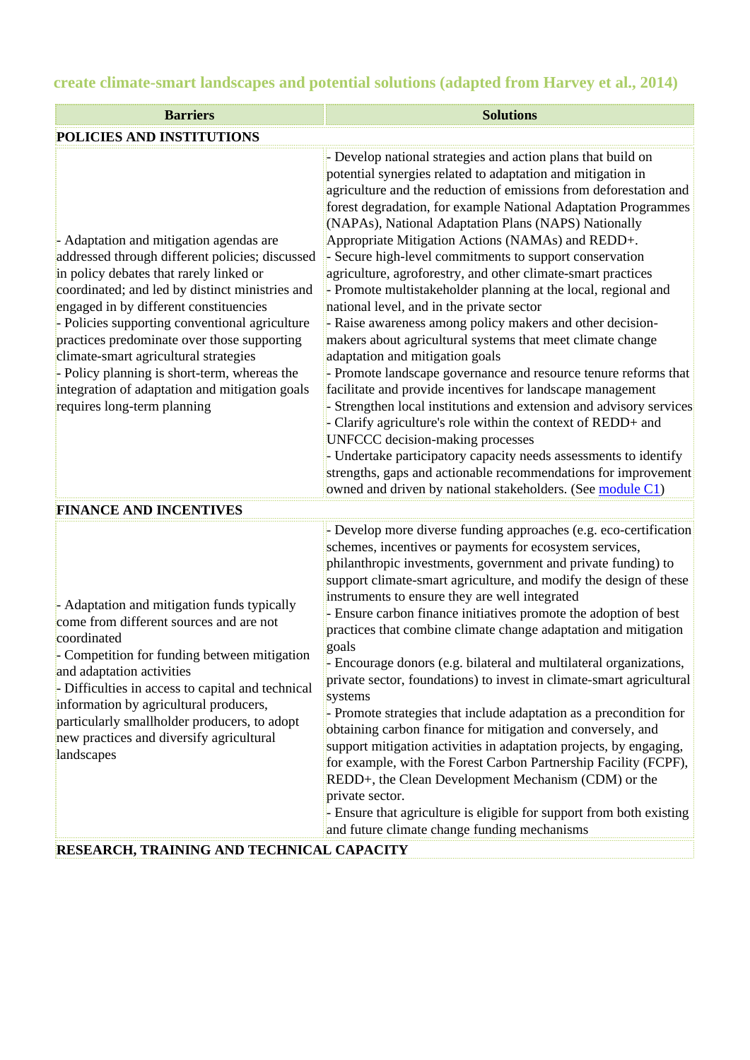create climate-smart landscapes and potential solutions (adapted from Harvey et al., 2014)

| Barriers | Solutions |
|---|---|
| **POLICIES AND INSTITUTIONS** | |
| - Adaptation and mitigation agendas are addressed through different policies; discussed in policy debates that rarely linked or coordinated; and led by distinct ministries and engaged in by different constituencies<br>- Policies supporting conventional agriculture practices predominate over those supporting climate-smart agricultural strategies<br>- Policy planning is short-term, whereas the integration of adaptation and mitigation goals requires long-term planning | - Develop national strategies and action plans that build on potential synergies related to adaptation and mitigation in agriculture and the reduction of emissions from deforestation and forest degradation, for example National Adaptation Programmes (NAPAs), National Adaptation Plans (NAPS) Nationally Appropriate Mitigation Actions (NAMAs) and REDD+.<br>- Secure high-level commitments to support conservation agriculture, agroforestry, and other climate-smart practices<br>- Promote multistakeholder planning at the local, regional and national level, and in the private sector<br>- Raise awareness among policy makers and other decision-makers about agricultural systems that meet climate change adaptation and mitigation goals<br>- Promote landscape governance and resource tenure reforms that facilitate and provide incentives for landscape management<br>- Strengthen local institutions and extension and advisory services<br>- Clarify agriculture's role within the context of REDD+ and UNFCCC decision-making processes<br>- Undertake participatory capacity needs assessments to identify strengths, gaps and actionable recommendations for improvement owned and driven by national stakeholders. (See module C1) |
| **FINANCE AND INCENTIVES** | |
| - Adaptation and mitigation funds typically come from different sources and are not coordinated<br>- Competition for funding between mitigation and adaptation activities<br>- Difficulties in access to capital and technical information by agricultural producers, particularly smallholder producers, to adopt new practices and diversify agricultural landscapes | - Develop more diverse funding approaches (e.g. eco-certification schemes, incentives or payments for ecosystem services, philanthropic investments, government and private funding) to support climate-smart agriculture, and modify the design of these instruments to ensure they are well integrated<br>- Ensure carbon finance initiatives promote the adoption of best practices that combine climate change adaptation and mitigation goals<br>- Encourage donors (e.g. bilateral and multilateral organizations, private sector, foundations) to invest in climate-smart agricultural systems<br>- Promote strategies that include adaptation as a precondition for obtaining carbon finance for mitigation and conversely, and support mitigation activities in adaptation projects, by engaging, for example, with the Forest Carbon Partnership Facility (FCPF), REDD+, the Clean Development Mechanism (CDM) or the private sector.<br>- Ensure that agriculture is eligible for support from both existing and future climate change funding mechanisms |
| **RESEARCH, TRAINING AND TECHNICAL CAPACITY** | |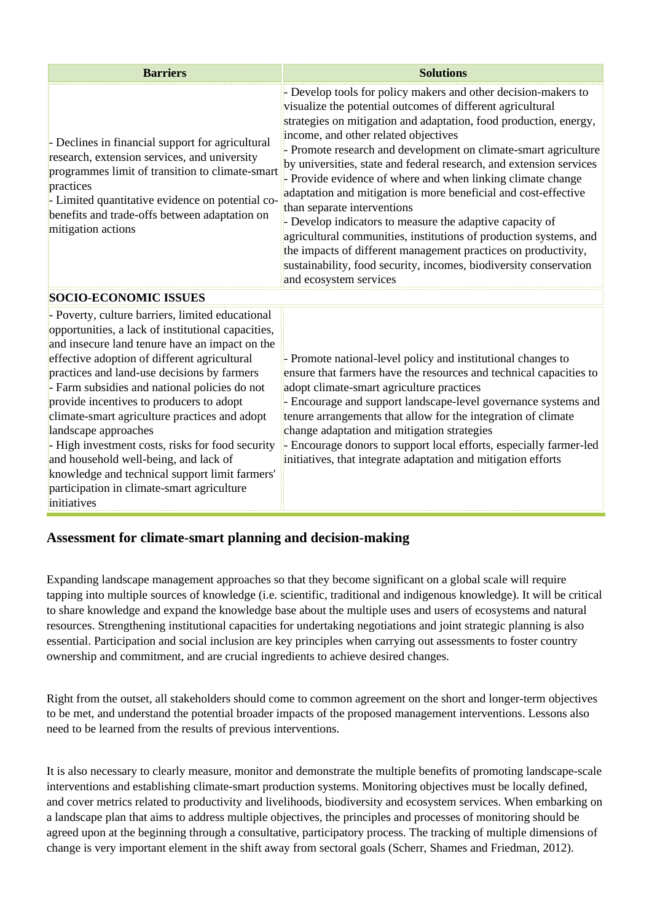| Barriers | Solutions |
| --- | --- |
| - Declines in financial support for agricultural research, extension services, and university programmes limit of transition to climate-smart practices<br>- Limited quantitative evidence on potential co-benefits and trade-offs between adaptation on mitigation actions | - Develop tools for policy makers and other decision-makers to visualize the potential outcomes of different agricultural strategies on mitigation and adaptation, food production, energy, income, and other related objectives<br>- Promote research and development on climate-smart agriculture by universities, state and federal research, and extension services<br>- Provide evidence of where and when linking climate change adaptation and mitigation is more beneficial and cost-effective than separate interventions<br>- Develop indicators to measure the adaptive capacity of agricultural communities, institutions of production systems, and the impacts of different management practices on productivity, sustainability, food security, incomes, biodiversity conservation and ecosystem services |
| **SOCIO-ECONOMIC ISSUES** | |
| - Poverty, culture barriers, limited educational opportunities, a lack of institutional capacities, and insecure land tenure have an impact on the effective adoption of different agricultural practices and land-use decisions by farmers<br>- Farm subsidies and national policies do not provide incentives to producers to adopt climate-smart agriculture practices and adopt landscape approaches<br>- High investment costs, risks for food security and household well-being, and lack of knowledge and technical support limit farmers' participation in climate-smart agriculture initiatives | - Promote national-level policy and institutional changes to ensure that farmers have the resources and technical capacities to adopt climate-smart agriculture practices<br>- Encourage and support landscape-level governance systems and tenure arrangements that allow for the integration of climate change adaptation and mitigation strategies<br>- Encourage donors to support local efforts, especially farmer-led initiatives, that integrate adaptation and mitigation efforts |

## Assessment for climate-smart planning and decision-making

Expanding landscape management approaches so that they become significant on a global scale will require tapping into multiple sources of knowledge (i.e. scientific, traditional and indigenous knowledge). It will be critical to share knowledge and expand the knowledge base about the multiple uses and users of ecosystems and natural resources. Strengthening institutional capacities for undertaking negotiations and joint strategic planning is also essential. Participation and social inclusion are key principles when carrying out assessments to foster country ownership and commitment, and are crucial ingredients to achieve desired changes.

Right from the outset, all stakeholders should come to common agreement on the short and longer-term objectives to be met, and understand the potential broader impacts of the proposed management interventions. Lessons also need to be learned from the results of previous interventions.

It is also necessary to clearly measure, monitor and demonstrate the multiple benefits of promoting landscape-scale interventions and establishing climate-smart production systems. Monitoring objectives must be locally defined, and cover metrics related to productivity and livelihoods, biodiversity and ecosystem services. When embarking on a landscape plan that aims to address multiple objectives, the principles and processes of monitoring should be agreed upon at the beginning through a consultative, participatory process. The tracking of multiple dimensions of change is very important element in the shift away from sectoral goals (Scherr, Shames and Friedman, 2012).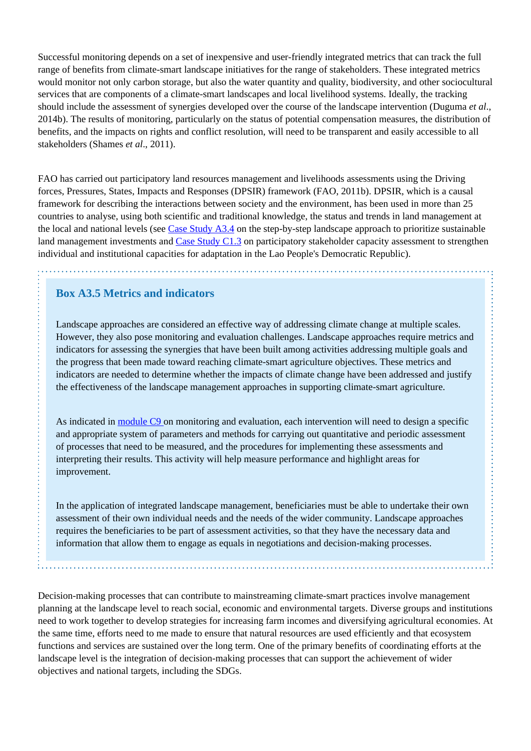Successful monitoring depends on a set of inexpensive and user-friendly integrated metrics that can track the full range of benefits from climate-smart landscape initiatives for the range of stakeholders. These integrated metrics would monitor not only carbon storage, but also the water quantity and quality, biodiversity, and other sociocultural services that are components of a climate-smart landscapes and local livelihood systems. Ideally, the tracking should include the assessment of synergies developed over the course of the landscape intervention (Duguma *et al*., 2014b). The results of monitoring, particularly on the status of potential compensation measures, the distribution of benefits, and the impacts on rights and conflict resolution, will need to be transparent and easily accessible to all stakeholders (Shames *et al*., 2011).

FAO has carried out participatory land resources management and livelihoods assessments using the Driving forces, Pressures, States, Impacts and Responses (DPSIR) framework (FAO, 2011b). DPSIR, which is a causal framework for describing the interactions between society and the environment, has been used in more than 25 countries to analyse, using both scientific and traditional knowledge, the status and trends in land management at the local and national levels (see Case Study A3.4 on the step-by-step landscape approach to prioritize sustainable land management investments and Case Study C1.3 on participatory stakeholder capacity assessment to strengthen individual and institutional capacities for adaptation in the Lao People's Democratic Republic).

### Box A3.5 Metrics and indicators

Landscape approaches are considered an effective way of addressing climate change at multiple scales. However, they also pose monitoring and evaluation challenges. Landscape approaches require metrics and indicators for assessing the synergies that have been built among activities addressing multiple goals and the progress that been made toward reaching climate-smart agriculture objectives. These metrics and indicators are needed to determine whether the impacts of climate change have been addressed and justify the effectiveness of the landscape management approaches in supporting climate-smart agriculture.

As indicated in module C9 on monitoring and evaluation, each intervention will need to design a specific and appropriate system of parameters and methods for carrying out quantitative and periodic assessment of processes that need to be measured, and the procedures for implementing these assessments and interpreting their results. This activity will help measure performance and highlight areas for improvement.

In the application of integrated landscape management, beneficiaries must be able to undertake their own assessment of their own individual needs and the needs of the wider community. Landscape approaches requires the beneficiaries to be part of assessment activities, so that they have the necessary data and information that allow them to engage as equals in negotiations and decision-making processes.

Decision-making processes that can contribute to mainstreaming climate-smart practices involve management planning at the landscape level to reach social, economic and environmental targets. Diverse groups and institutions need to work together to develop strategies for increasing farm incomes and diversifying agricultural economies. At the same time, efforts need to me made to ensure that natural resources are used efficiently and that ecosystem functions and services are sustained over the long term. One of the primary benefits of coordinating efforts at the landscape level is the integration of decision-making processes that can support the achievement of wider objectives and national targets, including the SDGs.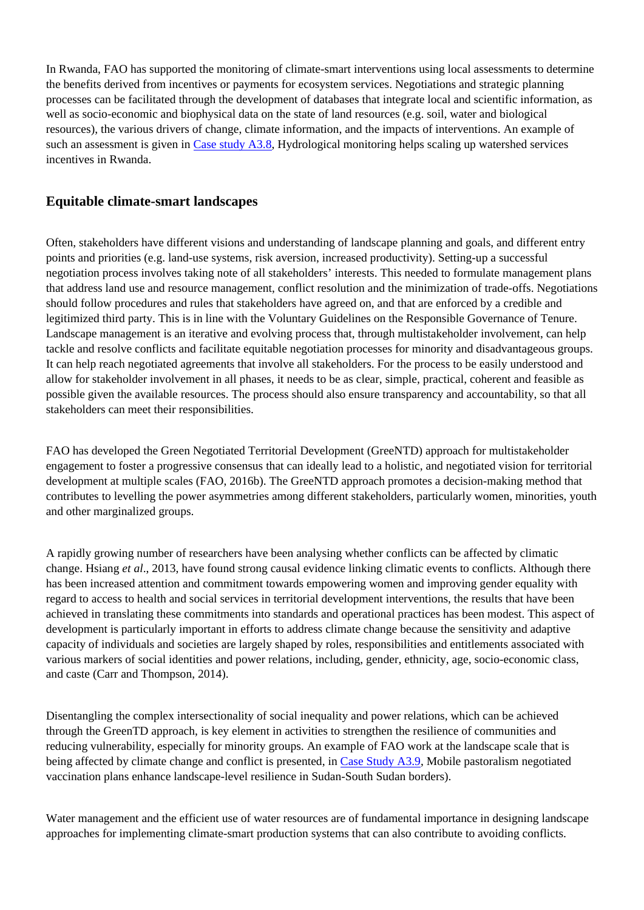In Rwanda, FAO has supported the monitoring of climate-smart interventions using local assessments to determine the benefits derived from incentives or payments for ecosystem services. Negotiations and strategic planning processes can be facilitated through the development of databases that integrate local and scientific information, as well as socio-economic and biophysical data on the state of land resources (e.g. soil, water and biological resources), the various drivers of change, climate information, and the impacts of interventions. An example of such an assessment is given in Case study A3.8, Hydrological monitoring helps scaling up watershed services incentives in Rwanda.

## Equitable climate-smart landscapes

Often, stakeholders have different visions and understanding of landscape planning and goals, and different entry points and priorities (e.g. land-use systems, risk aversion, increased productivity). Setting-up a successful negotiation process involves taking note of all stakeholders' interests. This needed to formulate management plans that address land use and resource management, conflict resolution and the minimization of trade-offs. Negotiations should follow procedures and rules that stakeholders have agreed on, and that are enforced by a credible and legitimized third party. This is in line with the Voluntary Guidelines on the Responsible Governance of Tenure. Landscape management is an iterative and evolving process that, through multistakeholder involvement, can help tackle and resolve conflicts and facilitate equitable negotiation processes for minority and disadvantageous groups. It can help reach negotiated agreements that involve all stakeholders. For the process to be easily understood and allow for stakeholder involvement in all phases, it needs to be as clear, simple, practical, coherent and feasible as possible given the available resources. The process should also ensure transparency and accountability, so that all stakeholders can meet their responsibilities.

FAO has developed the Green Negotiated Territorial Development (GreeNTD) approach for multistakeholder engagement to foster a progressive consensus that can ideally lead to a holistic, and negotiated vision for territorial development at multiple scales (FAO, 2016b). The GreeNTD approach promotes a decision-making method that contributes to levelling the power asymmetries among different stakeholders, particularly women, minorities, youth and other marginalized groups.

A rapidly growing number of researchers have been analysing whether conflicts can be affected by climatic change. Hsiang *et al*., 2013, have found strong causal evidence linking climatic events to conflicts. Although there has been increased attention and commitment towards empowering women and improving gender equality with regard to access to health and social services in territorial development interventions, the results that have been achieved in translating these commitments into standards and operational practices has been modest. This aspect of development is particularly important in efforts to address climate change because the sensitivity and adaptive capacity of individuals and societies are largely shaped by roles, responsibilities and entitlements associated with various markers of social identities and power relations, including, gender, ethnicity, age, socio-economic class, and caste (Carr and Thompson, 2014).

Disentangling the complex intersectionality of social inequality and power relations, which can be achieved through the GreenTD approach, is key element in activities to strengthen the resilience of communities and reducing vulnerability, especially for minority groups. An example of FAO work at the landscape scale that is being affected by climate change and conflict is presented, in Case Study A3.9, Mobile pastoralism negotiated vaccination plans enhance landscape-level resilience in Sudan-South Sudan borders).

Water management and the efficient use of water resources are of fundamental importance in designing landscape approaches for implementing climate-smart production systems that can also contribute to avoiding conflicts.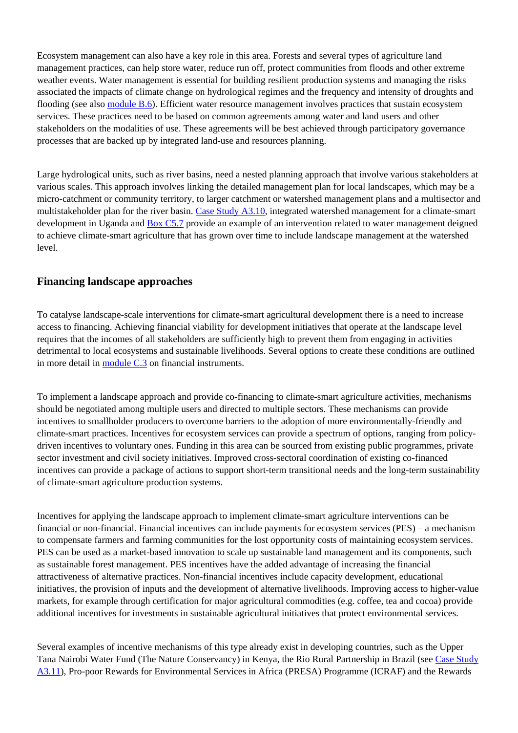Ecosystem management can also have a key role in this area. Forests and several types of agriculture land management practices, can help store water, reduce run off, protect communities from floods and other extreme weather events. Water management is essential for building resilient production systems and managing the risks associated the impacts of climate change on hydrological regimes and the frequency and intensity of droughts and flooding (see also module B.6). Efficient water resource management involves practices that sustain ecosystem services. These practices need to be based on common agreements among water and land users and other stakeholders on the modalities of use. These agreements will be best achieved through participatory governance processes that are backed up by integrated land-use and resources planning.

Large hydrological units, such as river basins, need a nested planning approach that involve various stakeholders at various scales. This approach involves linking the detailed management plan for local landscapes, which may be a micro-catchment or community territory, to larger catchment or watershed management plans and a multisector and multistakeholder plan for the river basin. Case Study A3.10, integrated watershed management for a climate-smart development in Uganda and Box C5.7 provide an example of an intervention related to water management deigned to achieve climate-smart agriculture that has grown over time to include landscape management at the watershed level.

## Financing landscape approaches

To catalyse landscape-scale interventions for climate-smart agricultural development there is a need to increase access to financing. Achieving financial viability for development initiatives that operate at the landscape level requires that the incomes of all stakeholders are sufficiently high to prevent them from engaging in activities detrimental to local ecosystems and sustainable livelihoods. Several options to create these conditions are outlined in more detail in module C.3 on financial instruments.

To implement a landscape approach and provide co-financing to climate-smart agriculture activities, mechanisms should be negotiated among multiple users and directed to multiple sectors. These mechanisms can provide incentives to smallholder producers to overcome barriers to the adoption of more environmentally-friendly and climate-smart practices. Incentives for ecosystem services can provide a spectrum of options, ranging from policy-driven incentives to voluntary ones. Funding in this area can be sourced from existing public programmes, private sector investment and civil society initiatives. Improved cross-sectoral coordination of existing co-financed incentives can provide a package of actions to support short-term transitional needs and the long-term sustainability of climate-smart agriculture production systems.

Incentives for applying the landscape approach to implement climate-smart agriculture interventions can be financial or non-financial. Financial incentives can include payments for ecosystem services (PES) – a mechanism to compensate farmers and farming communities for the lost opportunity costs of maintaining ecosystem services. PES can be used as a market-based innovation to scale up sustainable land management and its components, such as sustainable forest management. PES incentives have the added advantage of increasing the financial attractiveness of alternative practices. Non-financial incentives include capacity development, educational initiatives, the provision of inputs and the development of alternative livelihoods. Improving access to higher-value markets, for example through certification for major agricultural commodities (e.g. coffee, tea and cocoa) provide additional incentives for investments in sustainable agricultural initiatives that protect environmental services.

Several examples of incentive mechanisms of this type already exist in developing countries, such as the Upper Tana Nairobi Water Fund (The Nature Conservancy) in Kenya, the Rio Rural Partnership in Brazil (see Case Study A3.11), Pro-poor Rewards for Environmental Services in Africa (PRESA) Programme (ICRAF) and the Rewards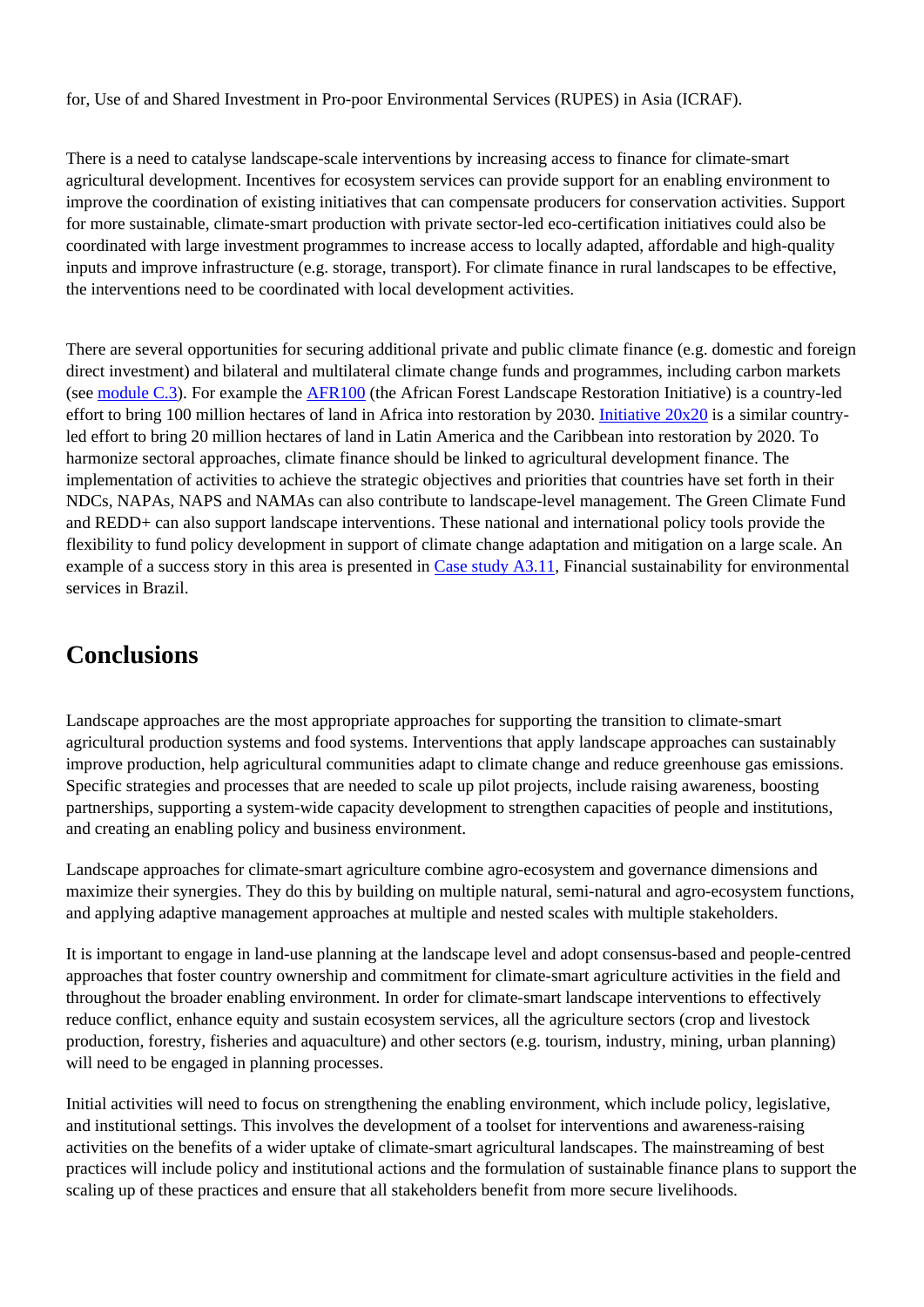for, Use of and Shared Investment in Pro-poor Environmental Services (RUPES) in Asia (ICRAF).

There is a need to catalyse landscape-scale interventions by increasing access to finance for climate-smart agricultural development. Incentives for ecosystem services can provide support for an enabling environment to improve the coordination of existing initiatives that can compensate producers for conservation activities. Support for more sustainable, climate-smart production with private sector-led eco-certification initiatives could also be coordinated with large investment programmes to increase access to locally adapted, affordable and high-quality inputs and improve infrastructure (e.g. storage, transport). For climate finance in rural landscapes to be effective, the interventions need to be coordinated with local development activities.

There are several opportunities for securing additional private and public climate finance (e.g. domestic and foreign direct investment) and bilateral and multilateral climate change funds and programmes, including carbon markets (see module C.3). For example the AFR100 (the African Forest Landscape Restoration Initiative) is a country-led effort to bring 100 million hectares of land in Africa into restoration by 2030. Initiative 20x20 is a similar country-led effort to bring 20 million hectares of land in Latin America and the Caribbean into restoration by 2020. To harmonize sectoral approaches, climate finance should be linked to agricultural development finance. The implementation of activities to achieve the strategic objectives and priorities that countries have set forth in their NDCs, NAPAs, NAPS and NAMAs can also contribute to landscape-level management. The Green Climate Fund and REDD+ can also support landscape interventions. These national and international policy tools provide the flexibility to fund policy development in support of climate change adaptation and mitigation on a large scale. An example of a success story in this area is presented in Case study A3.11, Financial sustainability for environmental services in Brazil.

## Conclusions

Landscape approaches are the most appropriate approaches for supporting the transition to climate-smart agricultural production systems and food systems. Interventions that apply landscape approaches can sustainably improve production, help agricultural communities adapt to climate change and reduce greenhouse gas emissions. Specific strategies and processes that are needed to scale up pilot projects, include raising awareness, boosting partnerships, supporting a system-wide capacity development to strengthen capacities of people and institutions, and creating an enabling policy and business environment.

Landscape approaches for climate-smart agriculture combine agro-ecosystem and governance dimensions and maximize their synergies. They do this by building on multiple natural, semi-natural and agro-ecosystem functions, and applying adaptive management approaches at multiple and nested scales with multiple stakeholders.

It is important to engage in land-use planning at the landscape level and adopt consensus-based and people-centred approaches that foster country ownership and commitment for climate-smart agriculture activities in the field and throughout the broader enabling environment. In order for climate-smart landscape interventions to effectively reduce conflict, enhance equity and sustain ecosystem services, all the agriculture sectors (crop and livestock production, forestry, fisheries and aquaculture) and other sectors (e.g. tourism, industry, mining, urban planning) will need to be engaged in planning processes.

Initial activities will need to focus on strengthening the enabling environment, which include policy, legislative, and institutional settings. This involves the development of a toolset for interventions and awareness-raising activities on the benefits of a wider uptake of climate-smart agricultural landscapes. The mainstreaming of best practices will include policy and institutional actions and the formulation of sustainable finance plans to support the scaling up of these practices and ensure that all stakeholders benefit from more secure livelihoods.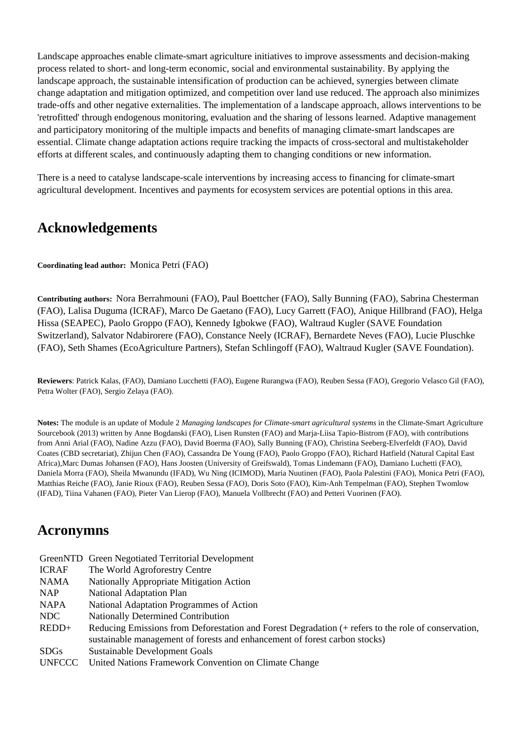Landscape approaches enable climate-smart agriculture initiatives to improve assessments and decision-making process related to short- and long-term economic, social and environmental sustainability. By applying the landscape approach, the sustainable intensification of production can be achieved, synergies between climate change adaptation and mitigation optimized, and competition over land use reduced. The approach also minimizes trade-offs and other negative externalities. The implementation of a landscape approach, allows interventions to be 'retrofitted' through endogenous monitoring, evaluation and the sharing of lessons learned. Adaptive management and participatory monitoring of the multiple impacts and benefits of managing climate-smart landscapes are essential. Climate change adaptation actions require tracking the impacts of cross-sectoral and multistakeholder efforts at different scales, and continuously adapting them to changing conditions or new information.

There is a need to catalyse landscape-scale interventions by increasing access to financing for climate-smart agricultural development. Incentives and payments for ecosystem services are potential options in this area.

## Acknowledgements

**Coordinating lead author:** Monica Petri (FAO)

**Contributing authors:** Nora Berrahmouni (FAO), Paul Boettcher (FAO), Sally Bunning (FAO), Sabrina Chesterman (FAO), Lalisa Duguma (ICRAF), Marco De Gaetano (FAO), Lucy Garrett (FAO), Anique Hillbrand (FAO), Helga Hissa (SEAPEC), Paolo Groppo (FAO), Kennedy Igbokwe (FAO), Waltraud Kugler (SAVE Foundation Switzerland), Salvator Ndabirorere (FAO), Constance Neely (ICRAF), Bernardete Neves (FAO), Lucie Pluschke (FAO), Seth Shames (EcoAgriculture Partners), Stefan Schlingoff (FAO), Waltraud Kugler (SAVE Foundation).

**Reviewers**: Patrick Kalas, (FAO), Damiano Lucchetti (FAO), Eugene Rurangwa (FAO), Reuben Sessa (FAO), Gregorio Velasco Gil (FAO), Petra Wolter (FAO), Sergio Zelaya (FAO).

**Notes:** The module is an update of Module 2 *Managing landscapes for Climate-smart agricultural systems* in the Climate-Smart Agriculture Sourcebook (2013) written by Anne Bogdanski (FAO), Lisen Runsten (FAO) and Marja-Liisa Tapio-Bistrom (FAO), with contributions from Anni Arial (FAO), Nadine Azzu (FAO), David Boerma (FAO), Sally Bunning (FAO), Christina Seeberg-Elverfeldt (FAO), David Coates (CBD secretariat), Zhijun Chen (FAO), Cassandra De Young (FAO), Paolo Groppo (FAO), Richard Hatfield (Natural Capital East Africa),Marc Dumas Johansen (FAO), Hans Joosten (University of Greifswald), Tomas Lindemann (FAO), Damiano Luchetti (FAO), Daniela Morra (FAO), Sheila Mwanundu (IFAD), Wu Ning (ICIMOD), Maria Nuutinen (FAO), Paola Palestini (FAO), Monica Petri (FAO), Matthias Reiche (FAO), Janie Rioux (FAO), Reuben Sessa (FAO), Doris Soto (FAO), Kim-Anh Tempelman (FAO), Stephen Twomlow (IFAD), Tiina Vahanen (FAO), Pieter Van Lierop (FAO), Manuela Vollbrecht (FAO) and Petteri Vuorinen (FAO).

## Acronymns

| | |
|---|---|
| GreenNTD | Green Negotiated Territorial Development |
| ICRAF | The World Agroforestry Centre |
| NAMA | Nationally Appropriate Mitigation Action |
| NAP | National Adaptation Plan |
| NAPA | National Adaptation Programmes of Action |
| NDC | Nationally Determined Contribution |
| REDD+ | Reducing Emissions from Deforestation and Forest Degradation (+ refers to the role of conservation, sustainable management of forests and enhancement of forest carbon stocks) |
| SDGs | Sustainable Development Goals |
| UNFCCC | United Nations Framework Convention on Climate Change |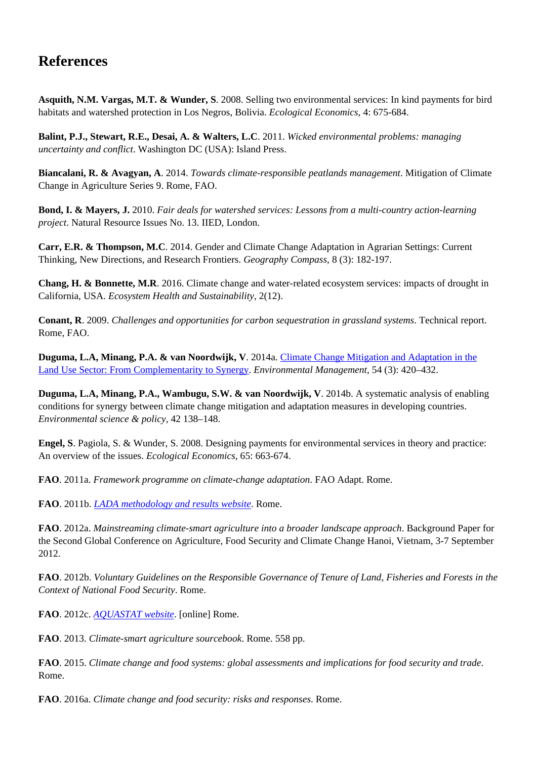# References

**Asquith, N.M. Vargas, M.T. & Wunder, S**. 2008. Selling two environmental services: In kind payments for bird habitats and watershed protection in Los Negros, Bolivia. *Ecological Economics*, 4: 675-684.

**Balint, P.J., Stewart, R.E., Desai, A. & Walters, L.C**. 2011. *Wicked environmental problems: managing uncertainty and conflict*. Washington DC (USA): Island Press.

**Biancalani, R. & Avagyan, A**. 2014. *Towards climate-responsible peatlands management*. Mitigation of Climate Change in Agriculture Series 9. Rome, FAO.

**Bond, I. & Mayers, J.** 2010. *Fair deals for watershed services: Lessons from a multi-country action-learning project*. Natural Resource Issues No. 13. IIED, London.

**Carr, E.R. & Thompson, M.C**. 2014. Gender and Climate Change Adaptation in Agrarian Settings: Current Thinking, New Directions, and Research Frontiers. *Geography Compass*, 8 (3): 182-197.

**Chang, H. & Bonnette, M.R**. 2016. Climate change and water-related ecosystem services: impacts of drought in California, USA. *Ecosystem Health and Sustainability*, 2(12).

**Conant, R**. 2009. *Challenges and opportunities for carbon sequestration in grassland systems*. Technical report. Rome, FAO.

**Duguma, L.A, Minang, P.A. & van Noordwijk, V**. 2014a. Climate Change Mitigation and Adaptation in the Land Use Sector: From Complementarity to Synergy. *Environmental Management*, 54 (3): 420–432.

**Duguma, L.A, Minang, P.A., Wambugu, S.W. & van Noordwijk, V**. 2014b. A systematic analysis of enabling conditions for synergy between climate change mitigation and adaptation measures in developing countries. *Environmental science & policy*, 42 138–148.

**Engel, S**. Pagiola, S. & Wunder, S. 2008. Designing payments for environmental services in theory and practice: An overview of the issues. *Ecological Economics*, 65: 663-674.

**FAO**. 2011a. *Framework programme on climate-change adaptation*. FAO Adapt. Rome.

**FAO**. 2011b. *LADA methodology and results website*. Rome.

**FAO**. 2012a. *Mainstreaming climate-smart agriculture into a broader landscape approach*. Background Paper for the Second Global Conference on Agriculture, Food Security and Climate Change Hanoi, Vietnam, 3-7 September 2012.

**FAO**. 2012b. *Voluntary Guidelines on the Responsible Governance of Tenure of Land, Fisheries and Forests in the Context of National Food Security*. Rome.

**FAO**. 2012c. *AQUASTAT website*. [online] Rome.

**FAO**. 2013. *Climate-smart agriculture sourcebook*. Rome. 558 pp.

**FAO**. 2015. *Climate change and food systems: global assessments and implications for food security and trade*. Rome.

**FAO**. 2016a. *Climate change and food security: risks and responses*. Rome.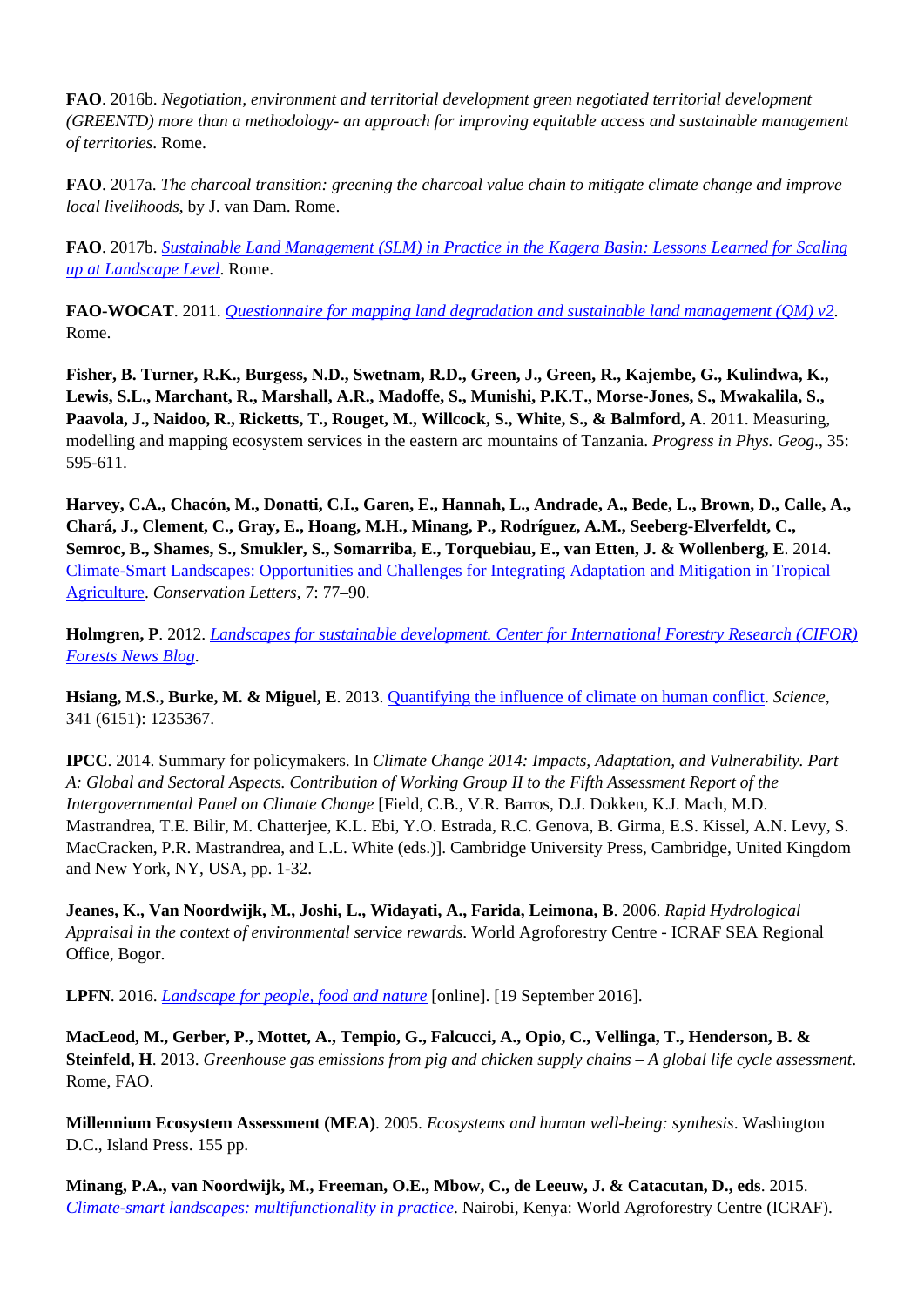**FAO**. 2016b. *Negotiation, environment and territorial development green negotiated territorial development (GREENTD) more than a methodology- an approach for improving equitable access and sustainable management of territories*. Rome.

**FAO**. 2017a. *The charcoal transition: greening the charcoal value chain to mitigate climate change and improve local livelihoods*, by J. van Dam. Rome.

**FAO**. 2017b. *Sustainable Land Management (SLM) in Practice in the Kagera Basin: Lessons Learned for Scaling up at Landscape Level*. Rome.

**FAO-WOCAT**. 2011. *Questionnaire for mapping land degradation and sustainable land management (QM) v2*. Rome.

**Fisher, B. Turner, R.K., Burgess, N.D., Swetnam, R.D., Green, J., Green, R., Kajembe, G., Kulindwa, K., Lewis, S.L., Marchant, R., Marshall, A.R., Madoffe, S., Munishi, P.K.T., Morse-Jones, S., Mwakalila, S., Paavola, J., Naidoo, R., Ricketts, T., Rouget, M., Willcock, S., White, S., & Balmford, A**. 2011. Measuring, modelling and mapping ecosystem services in the eastern arc mountains of Tanzania. *Progress in Phys. Geog*., 35: 595-611.

**Harvey, C.A., Chacón, M., Donatti, C.I., Garen, E., Hannah, L., Andrade, A., Bede, L., Brown, D., Calle, A., Chará, J., Clement, C., Gray, E., Hoang, M.H., Minang, P., Rodríguez, A.M., Seeberg-Elverfeldt, C., Semroc, B., Shames, S., Smukler, S., Somarriba, E., Torquebiau, E., van Etten, J. & Wollenberg, E**. 2014. Climate-Smart Landscapes: Opportunities and Challenges for Integrating Adaptation and Mitigation in Tropical Agriculture. *Conservation Letters*, 7: 77–90.

**Holmgren, P**. 2012. *Landscapes for sustainable development. Center for International Forestry Research (CIFOR) Forests News Blog*.

**Hsiang, M.S., Burke, M. & Miguel, E**. 2013. Quantifying the influence of climate on human conflict. *Science*, 341 (6151): 1235367.

**IPCC**. 2014. Summary for policymakers. In *Climate Change 2014: Impacts, Adaptation, and Vulnerability. Part A: Global and Sectoral Aspects. Contribution of Working Group II to the Fifth Assessment Report of the Intergovernmental Panel on Climate Change* [Field, C.B., V.R. Barros, D.J. Dokken, K.J. Mach, M.D. Mastrandrea, T.E. Bilir, M. Chatterjee, K.L. Ebi, Y.O. Estrada, R.C. Genova, B. Girma, E.S. Kissel, A.N. Levy, S. MacCracken, P.R. Mastrandrea, and L.L. White (eds.)]. Cambridge University Press, Cambridge, United Kingdom and New York, NY, USA, pp. 1-32.

**Jeanes, K., Van Noordwijk, M., Joshi, L., Widayati, A., Farida, Leimona, B**. 2006. *Rapid Hydrological Appraisal in the context of environmental service rewards*. World Agroforestry Centre - ICRAF SEA Regional Office, Bogor.

**LPFN**. 2016. *Landscape for people, food and nature* [online]. [19 September 2016].

**MacLeod, M., Gerber, P., Mottet, A., Tempio, G., Falcucci, A., Opio, C., Vellinga, T., Henderson, B. & Steinfeld, H**. 2013. *Greenhouse gas emissions from pig and chicken supply chains – A global life cycle assessment*. Rome, FAO.

**Millennium Ecosystem Assessment (MEA)**. 2005. *Ecosystems and human well-being: synthesis*. Washington D.C., Island Press. 155 pp.

**Minang, P.A., van Noordwijk, M., Freeman, O.E., Mbow, C., de Leeuw, J. & Catacutan, D., eds**. 2015. *Climate-smart landscapes: multifunctionality in practice*. Nairobi, Kenya: World Agroforestry Centre (ICRAF).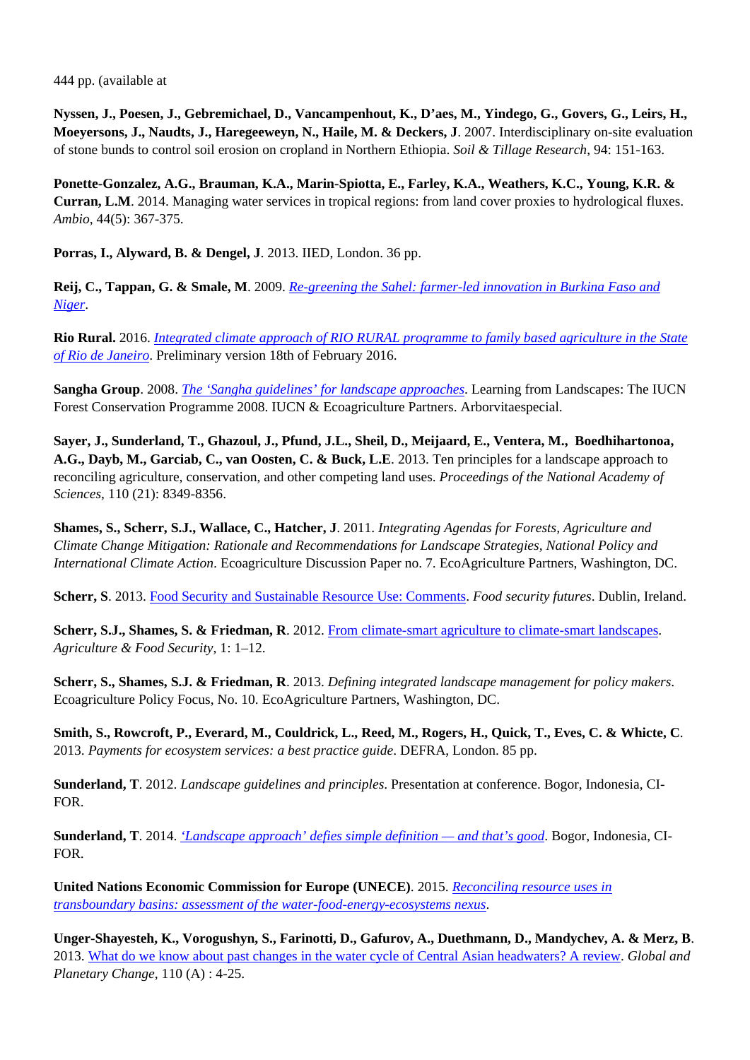444 pp. (available at

**Nyssen, J., Poesen, J., Gebremichael, D., Vancampenhout, K., D'aes, M., Yindego, G., Govers, G., Leirs, H., Moeyersons, J., Naudts, J., Haregeeweyn, N., Haile, M. & Deckers, J**. 2007. Interdisciplinary on-site evaluation of stone bunds to control soil erosion on cropland in Northern Ethiopia. *Soil & Tillage Research*, 94: 151-163.

**Ponette-Gonzalez, A.G., Brauman, K.A., Marin-Spiotta, E., Farley, K.A., Weathers, K.C., Young, K.R. & Curran, L.M**. 2014. Managing water services in tropical regions: from land cover proxies to hydrological fluxes. *Ambio*, 44(5): 367-375.

**Porras, I., Alyward, B. & Dengel, J**. 2013. IIED, London. 36 pp.

**Reij, C., Tappan, G. & Smale, M**. 2009. *Re-greening the Sahel: farmer-led innovation in Burkina Faso and Niger*.

**Rio Rural.** 2016. *Integrated climate approach of RIO RURAL programme to family based agriculture in the State of Rio de Janeiro*. Preliminary version 18th of February 2016.

**Sangha Group**. 2008. *The 'Sangha guidelines' for landscape approaches*. Learning from Landscapes: The IUCN Forest Conservation Programme 2008. IUCN & Ecoagriculture Partners. Arborvitaespecial.

**Sayer, J., Sunderland, T., Ghazoul, J., Pfund, J.L., Sheil, D., Meijaard, E., Ventera, M., Boedhihartonoa, A.G., Dayb, M., Garciab, C., van Oosten, C. & Buck, L.E**. 2013. Ten principles for a landscape approach to reconciling agriculture, conservation, and other competing land uses. *Proceedings of the National Academy of Sciences*, 110 (21): 8349-8356.

**Shames, S., Scherr, S.J., Wallace, C., Hatcher, J**. 2011. *Integrating Agendas for Forests, Agriculture and Climate Change Mitigation: Rationale and Recommendations for Landscape Strategies, National Policy and International Climate Action*. Ecoagriculture Discussion Paper no. 7. EcoAgriculture Partners, Washington, DC.

**Scherr, S**. 2013. Food Security and Sustainable Resource Use: Comments. *Food security futures*. Dublin, Ireland.

**Scherr, S.J., Shames, S. & Friedman, R**. 2012. From climate-smart agriculture to climate-smart landscapes. *Agriculture & Food Security*, 1: 1–12.

**Scherr, S., Shames, S.J. & Friedman, R**. 2013. *Defining integrated landscape management for policy makers*. Ecoagriculture Policy Focus, No. 10. EcoAgriculture Partners, Washington, DC.

**Smith, S., Rowcroft, P., Everard, M., Couldrick, L., Reed, M., Rogers, H., Quick, T., Eves, C. & Whicte, C**. 2013. *Payments for ecosystem services: a best practice guide*. DEFRA, London. 85 pp.

**Sunderland, T**. 2012. *Landscape guidelines and principles*. Presentation at conference. Bogor, Indonesia, CI-FOR.

**Sunderland, T**. 2014. *'Landscape approach' defies simple definition — and that's good*. Bogor, Indonesia, CI-FOR.

**United Nations Economic Commission for Europe (UNECE)**. 2015. *Reconciling resource uses in transboundary basins: assessment of the water-food-energy-ecosystems nexus*.

**Unger-Shayesteh, K., Vorogushyn, S., Farinotti, D., Gafurov, A., Duethmann, D., Mandychev, A. & Merz, B**. 2013. What do we know about past changes in the water cycle of Central Asian headwaters? A review. *Global and Planetary Change*, 110 (A) : 4-25.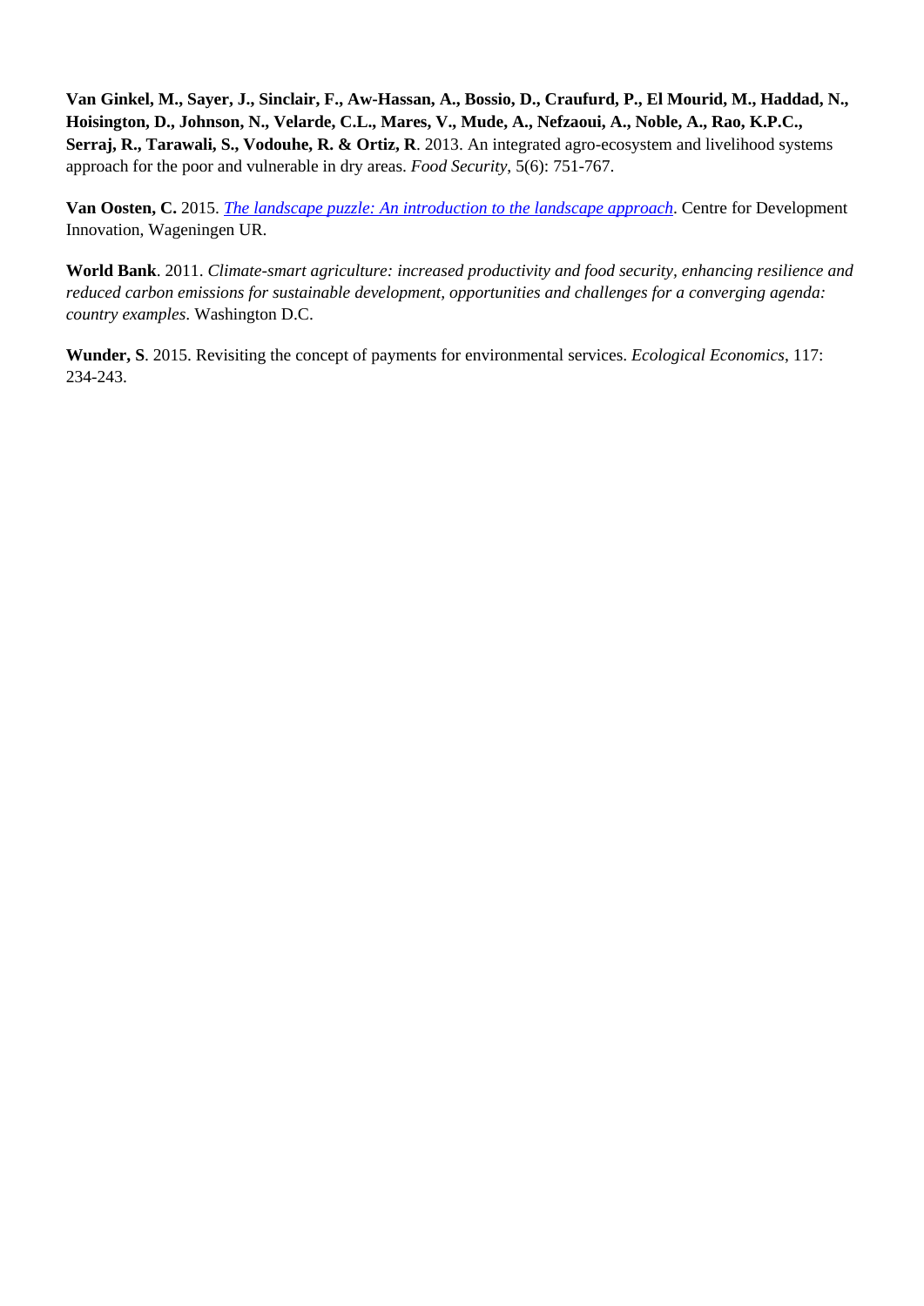**Van Ginkel, M., Sayer, J., Sinclair, F., Aw-Hassan, A., Bossio, D., Craufurd, P., El Mourid, M., Haddad, N., Hoisington, D., Johnson, N., Velarde, C.L., Mares, V., Mude, A., Nefzaoui, A., Noble, A., Rao, K.P.C., Serraj, R., Tarawali, S., Vodouhe, R. & Ortiz, R**. 2013. An integrated agro-ecosystem and livelihood systems approach for the poor and vulnerable in dry areas. *Food Security*, 5(6): 751-767.

**Van Oosten, C.** 2015. *The landscape puzzle: An introduction to the landscape approach*. Centre for Development Innovation, Wageningen UR.

**World Bank**. 2011. *Climate-smart agriculture: increased productivity and food security, enhancing resilience and reduced carbon emissions for sustainable development, opportunities and challenges for a converging agenda: country examples*. Washington D.C.

**Wunder, S**. 2015. Revisiting the concept of payments for environmental services. *Ecological Economics*, 117: 234-243.